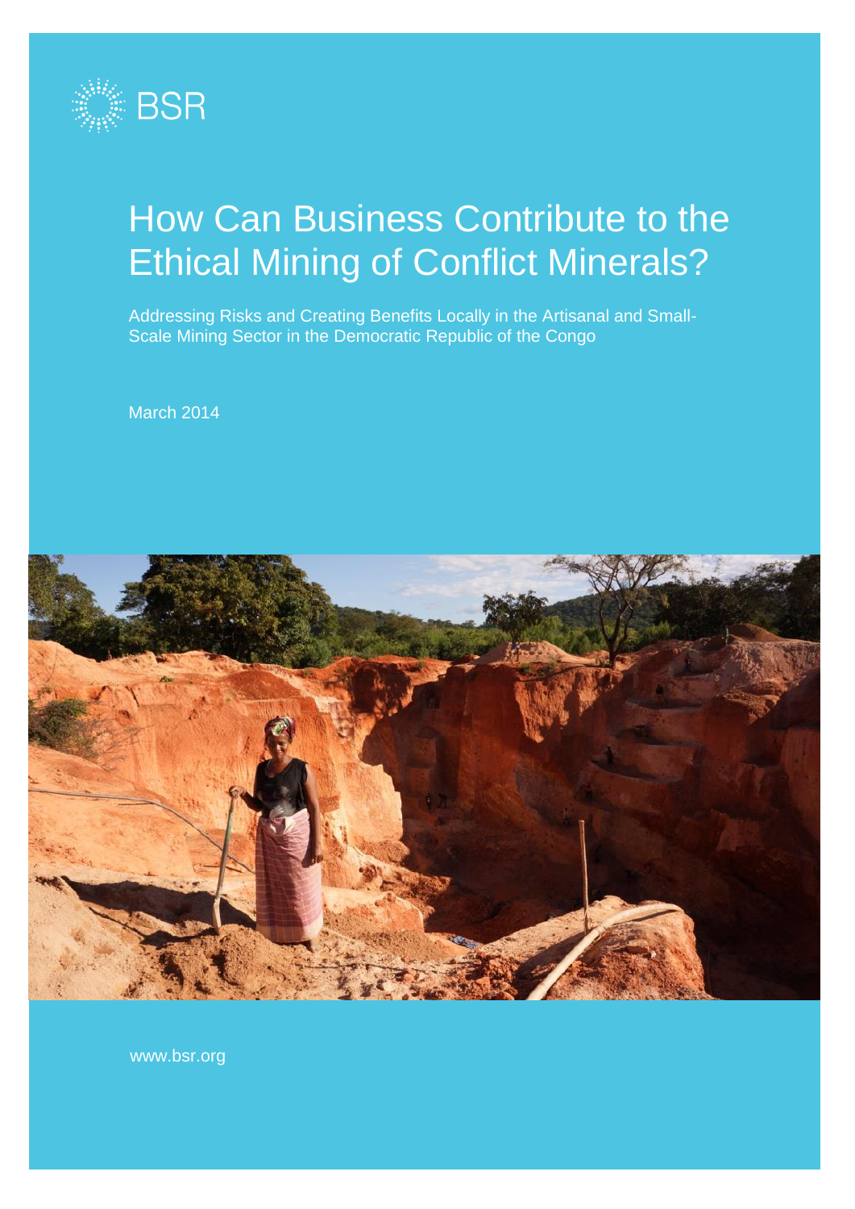BSR

# How Can Business Contribute to the Ethical Mining of Conflict Minerals?

Addressing Risks and Creating Benefits Locally in the Artisanal and Small-Scale Mining Sector in the Democratic Republic of the Congo

March 2014

www.bsr.org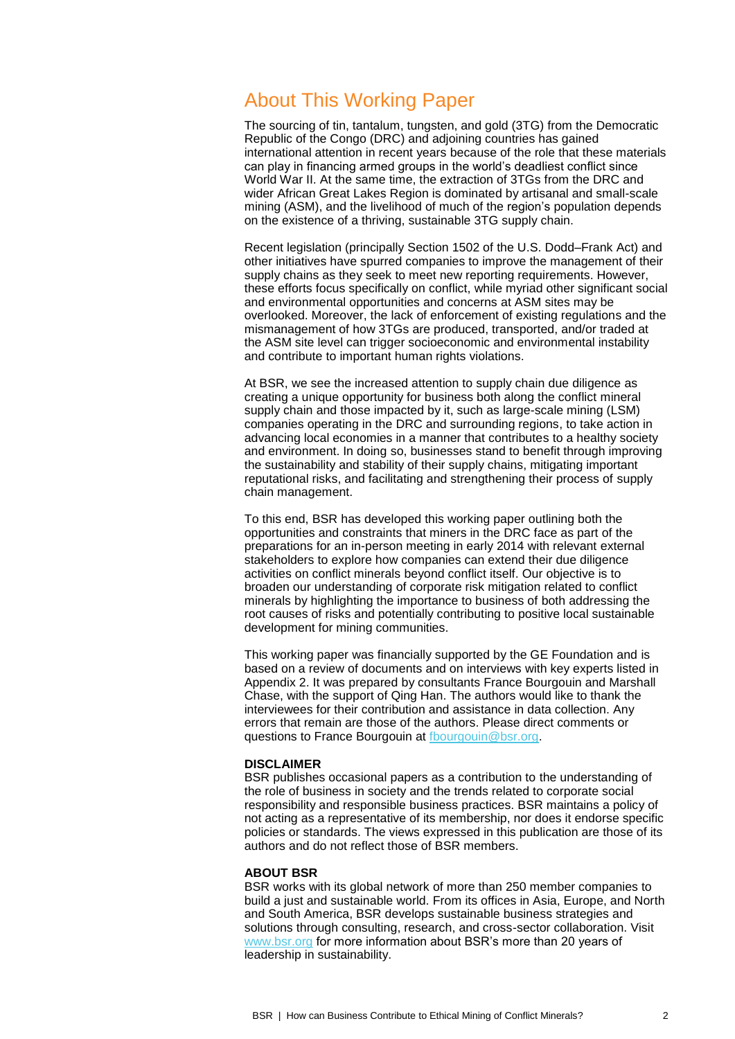## About This Working Paper

The sourcing of tin, tantalum, tungsten, and gold (3TG) from the Democratic Republic of the Congo (DRC) and adjoining countries has gained international attention in recent years because of the role that these materials can play in financing armed groups in the world's deadliest conflict since World War II. At the same time, the extraction of 3TGs from the DRC and wider African Great Lakes Region is dominated by artisanal and small-scale mining (ASM), and the livelihood of much of the region's population depends on the existence of a thriving, sustainable 3TG supply chain.

Recent legislation (principally Section 1502 of the U.S. Dodd–Frank Act) and other initiatives have spurred companies to improve the management of their supply chains as they seek to meet new reporting requirements. However, these efforts focus specifically on conflict, while myriad other significant social and environmental opportunities and concerns at ASM sites may be overlooked. Moreover, the lack of enforcement of existing regulations and the mismanagement of how 3TGs are produced, transported, and/or traded at the ASM site level can trigger socioeconomic and environmental instability and contribute to important human rights violations.

At BSR, we see the increased attention to supply chain due diligence as creating a unique opportunity for business both along the conflict mineral supply chain and those impacted by it, such as large-scale mining (LSM) companies operating in the DRC and surrounding regions, to take action in advancing local economies in a manner that contributes to a healthy society and environment. In doing so, businesses stand to benefit through improving the sustainability and stability of their supply chains, mitigating important reputational risks, and facilitating and strengthening their process of supply chain management.

To this end, BSR has developed this working paper outlining both the opportunities and constraints that miners in the DRC face as part of the preparations for an in-person meeting in early 2014 with relevant external stakeholders to explore how companies can extend their due diligence activities on conflict minerals beyond conflict itself. Our objective is to broaden our understanding of corporate risk mitigation related to conflict minerals by highlighting the importance to business of both addressing the root causes of risks and potentially contributing to positive local sustainable development for mining communities.

This working paper was financially supported by the GE Foundation and is based on a review of documents and on interviews with key experts listed in Appendix 2. It was prepared by consultants France Bourgouin and Marshall Chase, with the support of Qing Han. The authors would like to thank the interviewees for their contribution and assistance in data collection. Any errors that remain are those of the authors. Please direct comments or questions to France Bourgouin at fbourgouin@bsr.org.

**DISCLAIMER**

BSR publishes occasional papers as a contribution to the understanding of the role of business in society and the trends related to corporate social responsibility and responsible business practices. BSR maintains a policy of not acting as a representative of its membership, nor does it endorse specific policies or standards. The views expressed in this publication are those of its authors and do not reflect those of BSR members.

**ABOUT BSR**

BSR works with its global network of more than 250 member companies to build a just and sustainable world. From its offices in Asia, Europe, and North and South America, BSR develops sustainable business strategies and solutions through consulting, research, and cross-sector collaboration. Visit www.bsr.org for more information about BSR's more than 20 years of leadership in sustainability.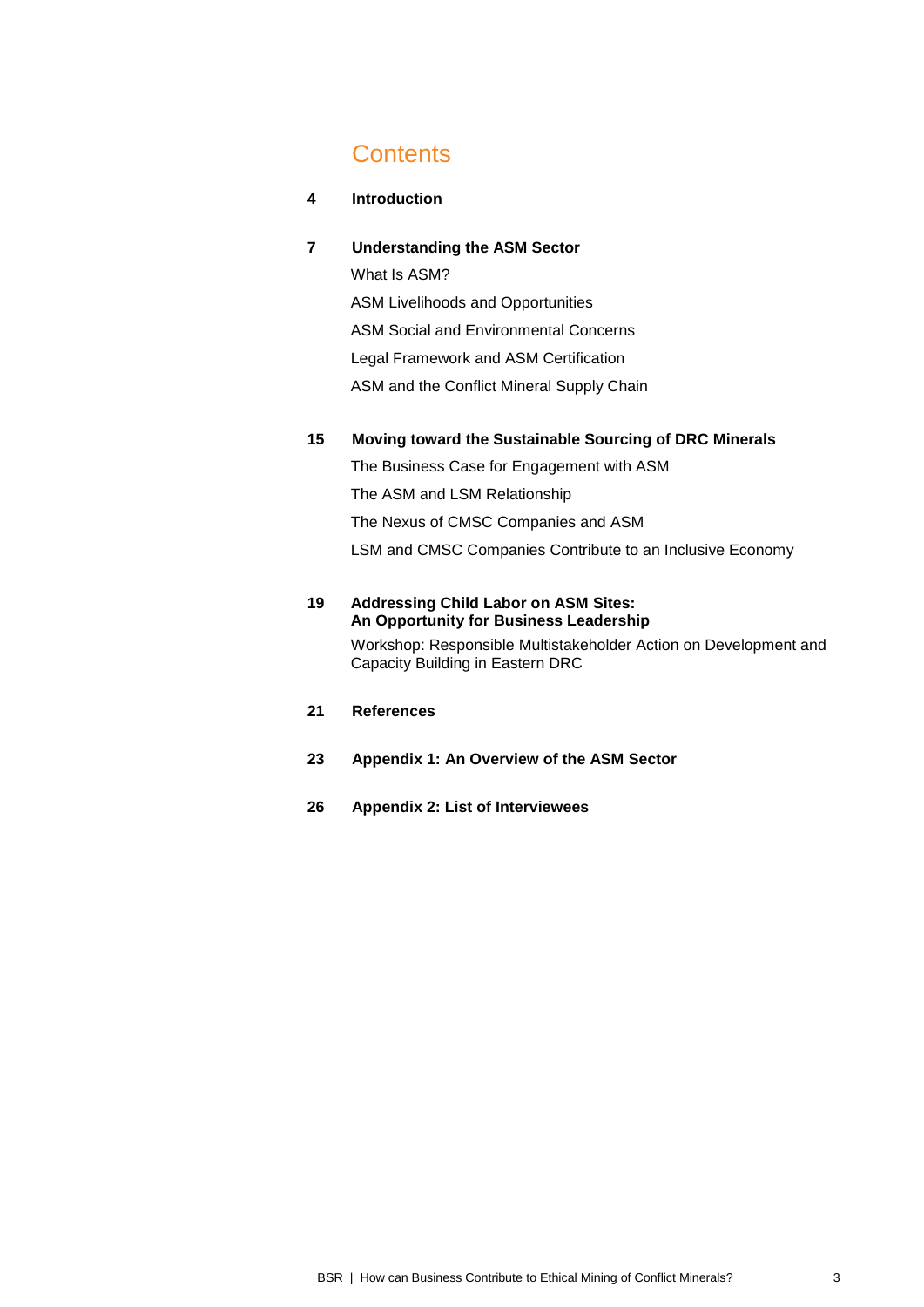# Contents

**4 Introduction**

**7 Understanding the ASM Sector**

- What Is ASM?
- ASM Livelihoods and Opportunities
- ASM Social and Environmental Concerns
- Legal Framework and ASM Certification
- ASM and the Conflict Mineral Supply Chain

**15 Moving toward the Sustainable Sourcing of DRC Minerals**

- The Business Case for Engagement with ASM
- The ASM and LSM Relationship
- The Nexus of CMSC Companies and ASM
- LSM and CMSC Companies Contribute to an Inclusive Economy

**19 Addressing Child Labor on ASM Sites: An Opportunity for Business Leadership**

- Workshop: Responsible Multistakeholder Action on Development and Capacity Building in Eastern DRC

**21 References**

**23 Appendix 1: An Overview of the ASM Sector**

**26 Appendix 2: List of Interviewees**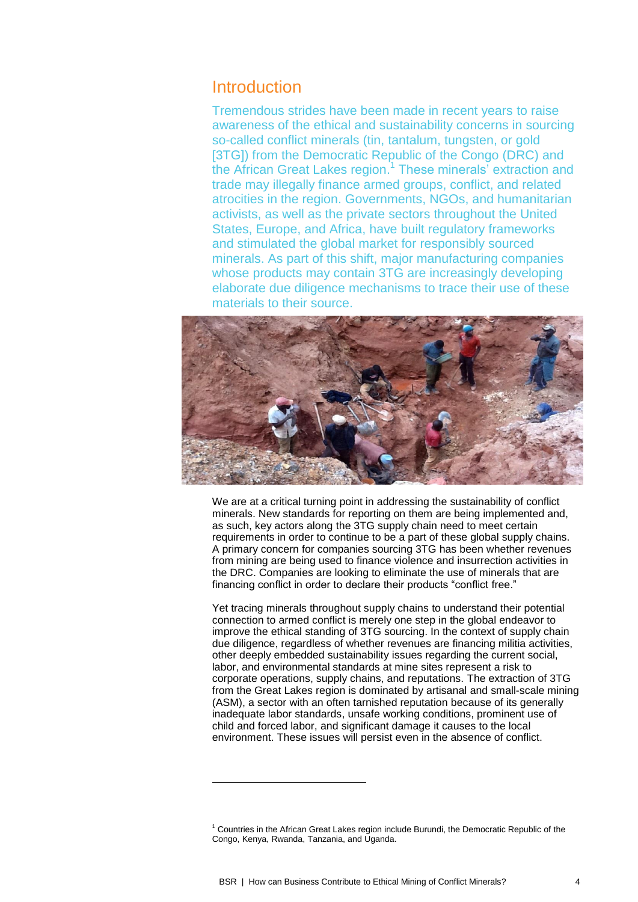## Introduction

Tremendous strides have been made in recent years to raise awareness of the ethical and sustainability concerns in sourcing so-called conflict minerals (tin, tantalum, tungsten, or gold [3TG]) from the Democratic Republic of the Congo (DRC) and the African Great Lakes region.[1] These minerals' extraction and trade may illegally finance armed groups, conflict, and related atrocities in the region. Governments, NGOs, and humanitarian activists, as well as the private sectors throughout the United States, Europe, and Africa, have built regulatory frameworks and stimulated the global market for responsibly sourced minerals. As part of this shift, major manufacturing companies whose products may contain 3TG are increasingly developing elaborate due diligence mechanisms to trace their use of these materials to their source.

We are at a critical turning point in addressing the sustainability of conflict minerals. New standards for reporting on them are being implemented and, as such, key actors along the 3TG supply chain need to meet certain requirements in order to continue to be a part of these global supply chains. A primary concern for companies sourcing 3TG has been whether revenues from mining are being used to finance violence and insurrection activities in the DRC. Companies are looking to eliminate the use of minerals that are financing conflict in order to declare their products "conflict free."

Yet tracing minerals throughout supply chains to understand their potential connection to armed conflict is merely one step in the global endeavor to improve the ethical standing of 3TG sourcing. In the context of supply chain due diligence, regardless of whether revenues are financing militia activities, other deeply embedded sustainability issues regarding the current social, labor, and environmental standards at mine sites represent a risk to corporate operations, supply chains, and reputations. The extraction of 3TG from the Great Lakes region is dominated by artisanal and small-scale mining (ASM), a sector with an often tarnished reputation because of its generally inadequate labor standards, unsafe working conditions, prominent use of child and forced labor, and significant damage it causes to the local environment. These issues will persist even in the absence of conflict.

---

[1] Countries in the African Great Lakes region include Burundi, the Democratic Republic of the Congo, Kenya, Rwanda, Tanzania, and Uganda.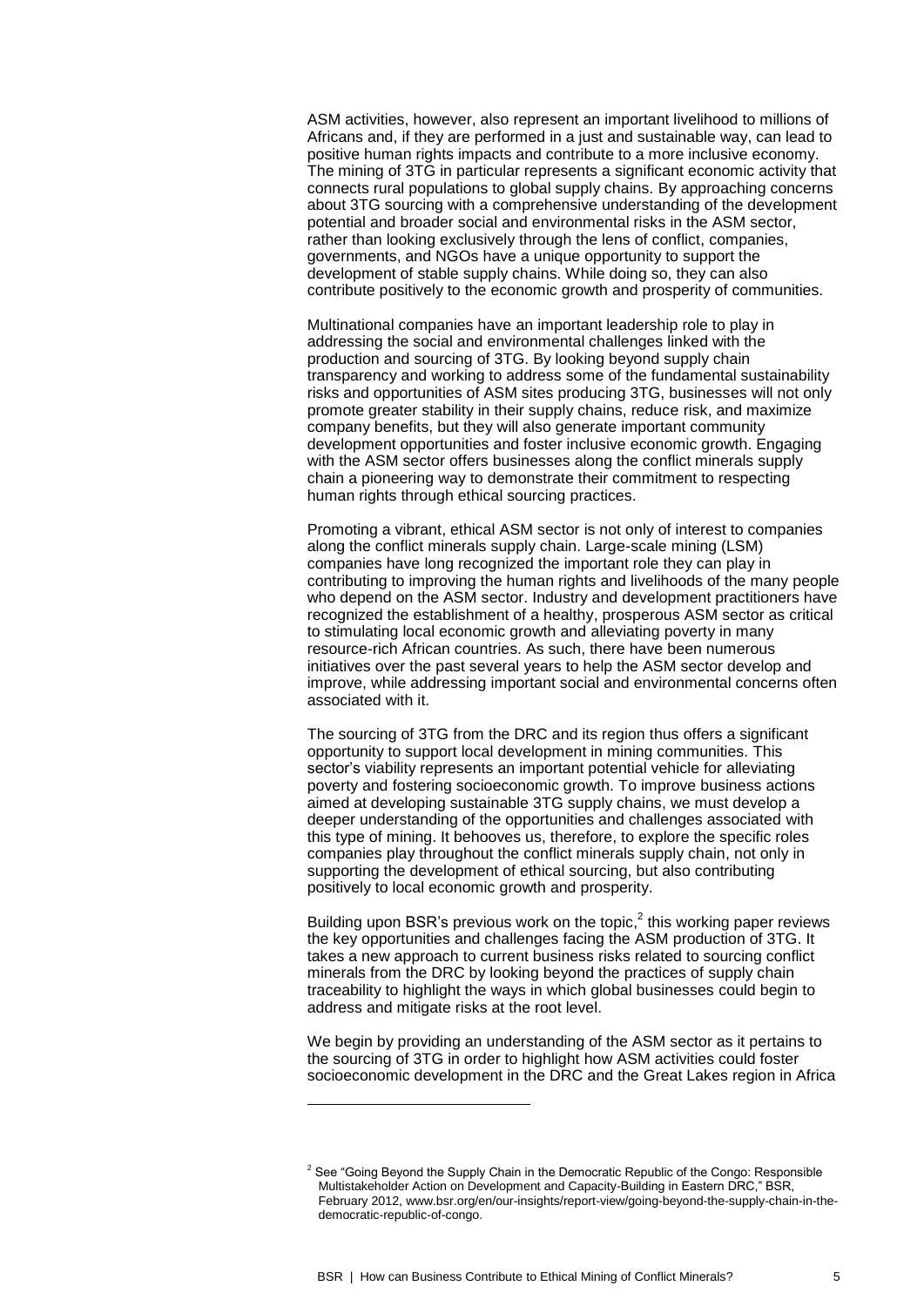ASM activities, however, also represent an important livelihood to millions of Africans and, if they are performed in a just and sustainable way, can lead to positive human rights impacts and contribute to a more inclusive economy. The mining of 3TG in particular represents a significant economic activity that connects rural populations to global supply chains. By approaching concerns about 3TG sourcing with a comprehensive understanding of the development potential and broader social and environmental risks in the ASM sector, rather than looking exclusively through the lens of conflict, companies, governments, and NGOs have a unique opportunity to support the development of stable supply chains. While doing so, they can also contribute positively to the economic growth and prosperity of communities.

Multinational companies have an important leadership role to play in addressing the social and environmental challenges linked with the production and sourcing of 3TG. By looking beyond supply chain transparency and working to address some of the fundamental sustainability risks and opportunities of ASM sites producing 3TG, businesses will not only promote greater stability in their supply chains, reduce risk, and maximize company benefits, but they will also generate important community development opportunities and foster inclusive economic growth. Engaging with the ASM sector offers businesses along the conflict minerals supply chain a pioneering way to demonstrate their commitment to respecting human rights through ethical sourcing practices.

Promoting a vibrant, ethical ASM sector is not only of interest to companies along the conflict minerals supply chain. Large-scale mining (LSM) companies have long recognized the important role they can play in contributing to improving the human rights and livelihoods of the many people who depend on the ASM sector. Industry and development practitioners have recognized the establishment of a healthy, prosperous ASM sector as critical to stimulating local economic growth and alleviating poverty in many resource-rich African countries. As such, there have been numerous initiatives over the past several years to help the ASM sector develop and improve, while addressing important social and environmental concerns often associated with it.

The sourcing of 3TG from the DRC and its region thus offers a significant opportunity to support local development in mining communities. This sector's viability represents an important potential vehicle for alleviating poverty and fostering socioeconomic growth. To improve business actions aimed at developing sustainable 3TG supply chains, we must develop a deeper understanding of the opportunities and challenges associated with this type of mining. It behooves us, therefore, to explore the specific roles companies play throughout the conflict minerals supply chain, not only in supporting the development of ethical sourcing, but also contributing positively to local economic growth and prosperity.

Building upon BSR's previous work on the topic,[2] this working paper reviews the key opportunities and challenges facing the ASM production of 3TG. It takes a new approach to current business risks related to sourcing conflict minerals from the DRC by looking beyond the practices of supply chain traceability to highlight the ways in which global businesses could begin to address and mitigate risks at the root level.

We begin by providing an understanding of the ASM sector as it pertains to the sourcing of 3TG in order to highlight how ASM activities could foster socioeconomic development in the DRC and the Great Lakes region in Africa

---

[2] See "Going Beyond the Supply Chain in the Democratic Republic of the Congo: Responsible Multistakeholder Action on Development and Capacity-Building in Eastern DRC," BSR, February 2012, www.bsr.org/en/our-insights/report-view/going-beyond-the-supply-chain-in-the-democratic-republic-of-congo.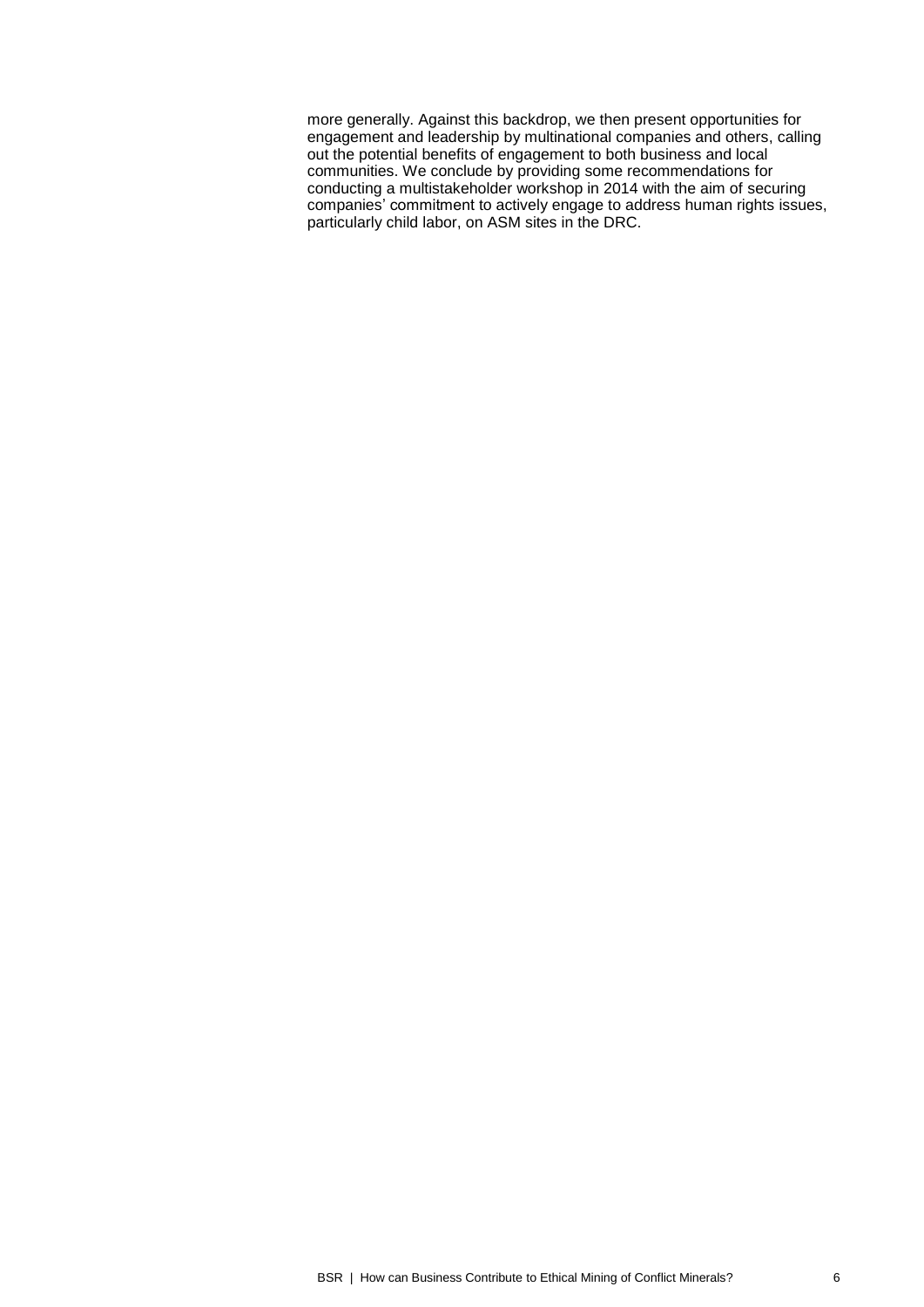more generally. Against this backdrop, we then present opportunities for engagement and leadership by multinational companies and others, calling out the potential benefits of engagement to both business and local communities. We conclude by providing some recommendations for conducting a multistakeholder workshop in 2014 with the aim of securing companies' commitment to actively engage to address human rights issues, particularly child labor, on ASM sites in the DRC.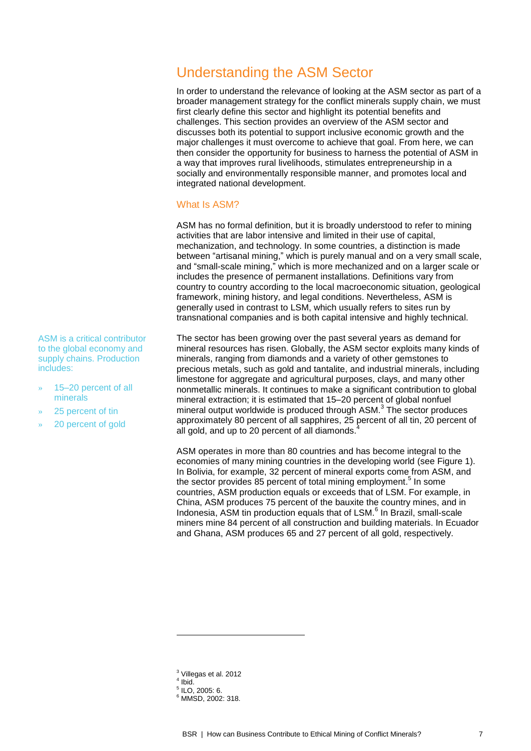## Understanding the ASM Sector

In order to understand the relevance of looking at the ASM sector as part of a broader management strategy for the conflict minerals supply chain, we must first clearly define this sector and highlight its potential benefits and challenges. This section provides an overview of the ASM sector and discusses both its potential to support inclusive economic growth and the major challenges it must overcome to achieve that goal. From here, we can then consider the opportunity for business to harness the potential of ASM in a way that improves rural livelihoods, stimulates entrepreneurship in a socially and environmentally responsible manner, and promotes local and integrated national development.

### What Is ASM?

ASM has no formal definition, but it is broadly understood to refer to mining activities that are labor intensive and limited in their use of capital, mechanization, and technology. In some countries, a distinction is made between "artisanal mining," which is purely manual and on a very small scale, and "small-scale mining," which is more mechanized and on a larger scale or includes the presence of permanent installations. Definitions vary from country to country according to the local macroeconomic situation, geological framework, mining history, and legal conditions. Nevertheless, ASM is generally used in contrast to LSM, which usually refers to sites run by transnational companies and is both capital intensive and highly technical.

ASM is a critical contributor to the global economy and supply chains. Production includes:

- 15–20 percent of all minerals
- 25 percent of tin
- 20 percent of gold

The sector has been growing over the past several years as demand for mineral resources has risen. Globally, the ASM sector exploits many kinds of minerals, ranging from diamonds and a variety of other gemstones to precious metals, such as gold and tantalite, and industrial minerals, including limestone for aggregate and agricultural purposes, clays, and many other nonmetallic minerals. It continues to make a significant contribution to global mineral extraction; it is estimated that 15–20 percent of global nonfuel mineral output worldwide is produced through ASM.[3] The sector produces approximately 80 percent of all sapphires, 25 percent of all tin, 20 percent of all gold, and up to 20 percent of all diamonds.[4]

ASM operates in more than 80 countries and has become integral to the economies of many mining countries in the developing world (see Figure 1). In Bolivia, for example, 32 percent of mineral exports come from ASM, and the sector provides 85 percent of total mining employment.[5] In some countries, ASM production equals or exceeds that of LSM. For example, in China, ASM produces 75 percent of the bauxite the country mines, and in Indonesia, ASM tin production equals that of LSM.[6] In Brazil, small-scale miners mine 84 percent of all construction and building materials. In Ecuador and Ghana, ASM produces 65 and 27 percent of all gold, respectively.

---

[3] Villegas et al. 2012
[4] Ibid.
[5] ILO, 2005: 6.
[6] MMSD, 2002: 318.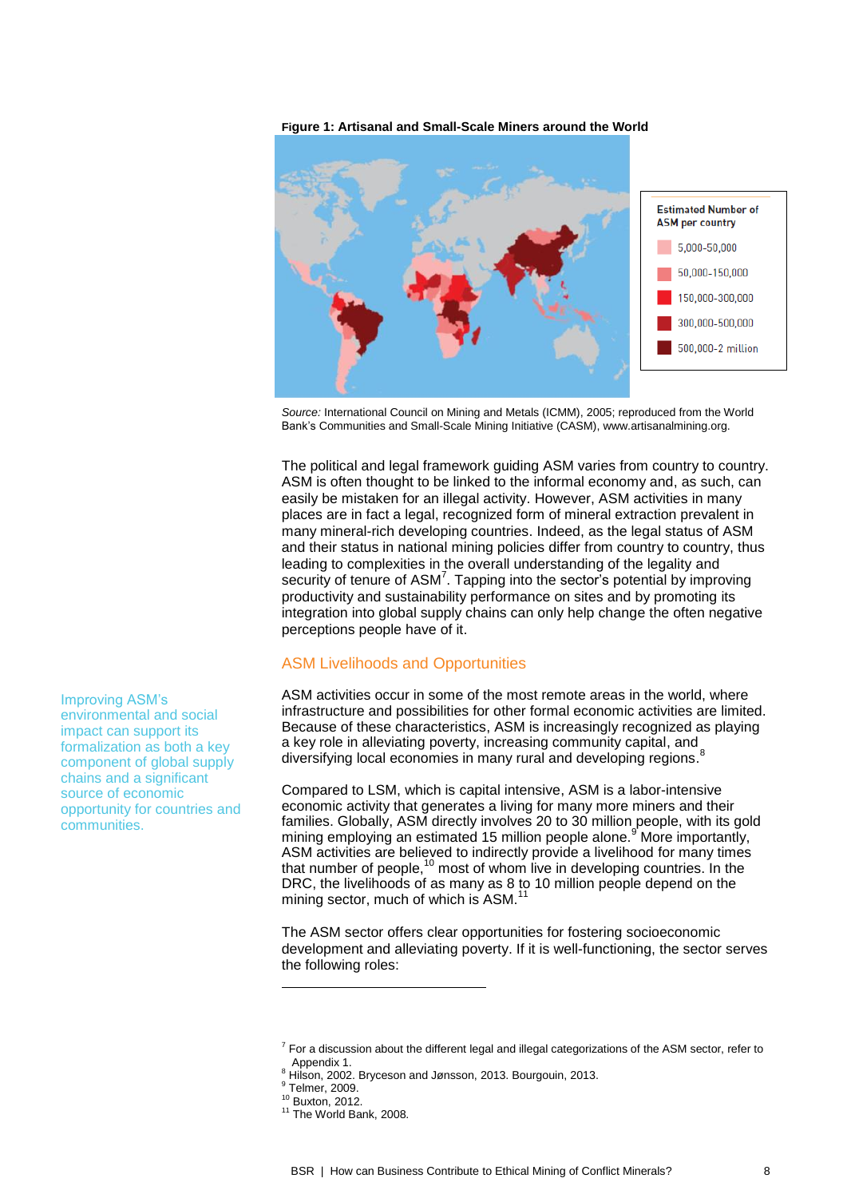**Figure 1: Artisanal and Small-Scale Miners around the World**

Estimated Number of ASM per country

- 5,000-50,000
- 50,000-150,000
- 150,000-300,000
- 300,000-500,000
- 500,000-2 million

*Source:* International Council on Mining and Metals (ICMM), 2005; reproduced from the World Bank's Communities and Small-Scale Mining Initiative (CASM), www.artisanalmining.org.

The political and legal framework guiding ASM varies from country to country. ASM is often thought to be linked to the informal economy and, as such, can easily be mistaken for an illegal activity. However, ASM activities in many places are in fact a legal, recognized form of mineral extraction prevalent in many mineral-rich developing countries. Indeed, as the legal status of ASM and their status in national mining policies differ from country to country, thus leading to complexities in the overall understanding of the legality and security of tenure of ASM[7]. Tapping into the sector's potential by improving productivity and sustainability performance on sites and by promoting its integration into global supply chains can only help change the often negative perceptions people have of it.

## ASM Livelihoods and Opportunities

Improving ASM's environmental and social impact can support its formalization as both a key component of global supply chains and a significant source of economic opportunity for countries and communities.

ASM activities occur in some of the most remote areas in the world, where infrastructure and possibilities for other formal economic activities are limited. Because of these characteristics, ASM is increasingly recognized as playing a key role in alleviating poverty, increasing community capital, and diversifying local economies in many rural and developing regions.[8]

Compared to LSM, which is capital intensive, ASM is a labor-intensive economic activity that generates a living for many more miners and their families. Globally, ASM directly involves 20 to 30 million people, with its gold mining employing an estimated 15 million people alone.[9] More importantly, ASM activities are believed to indirectly provide a livelihood for many times that number of people,[10] most of whom live in developing countries. In the DRC, the livelihoods of as many as 8 to 10 million people depend on the mining sector, much of which is ASM.[11]

The ASM sector offers clear opportunities for fostering socioeconomic development and alleviating poverty. If it is well-functioning, the sector serves the following roles:

---

[7] For a discussion about the different legal and illegal categorizations of the ASM sector, refer to Appendix 1.

[8] Hilson, 2002. Bryceson and Jønsson, 2013. Bourgouin, 2013.

[9] Telmer, 2009.

[10] Buxton, 2012.

[11] The World Bank, 2008.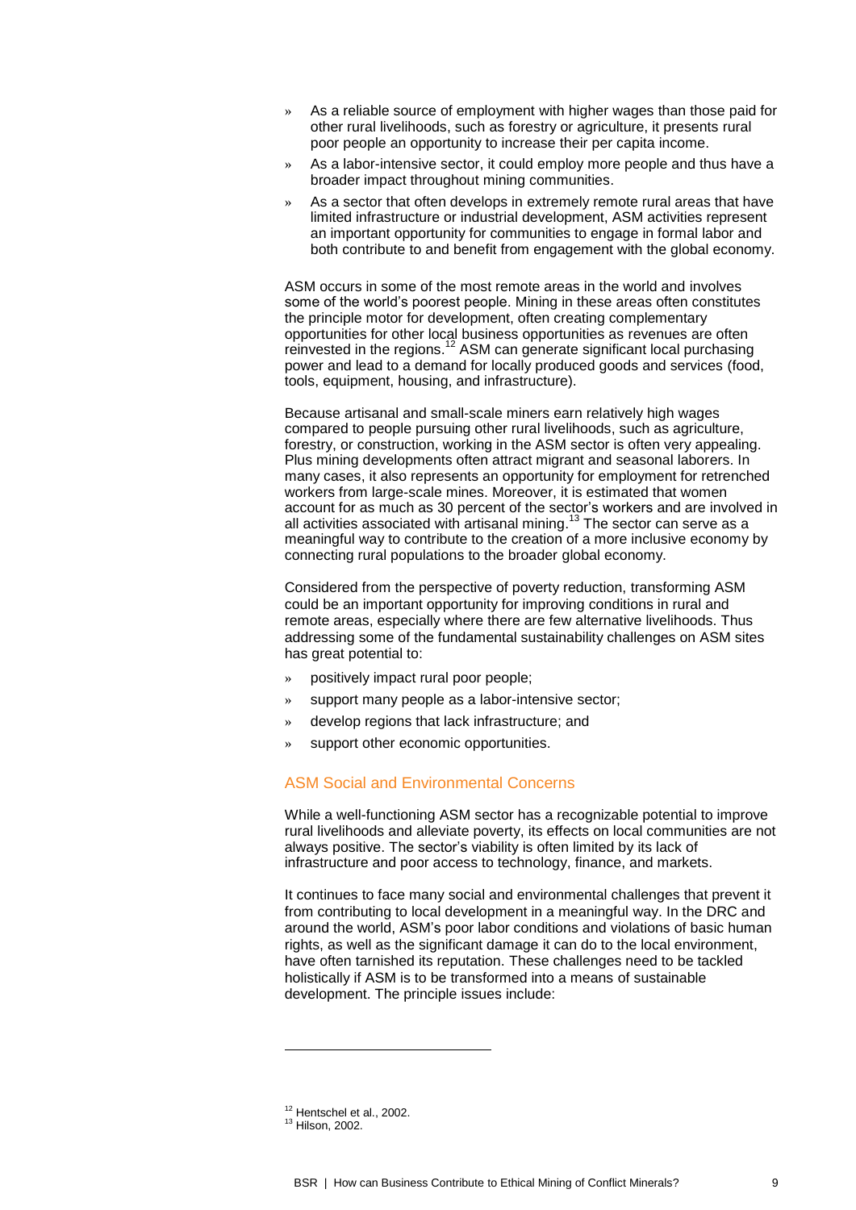- As a reliable source of employment with higher wages than those paid for other rural livelihoods, such as forestry or agriculture, it presents rural poor people an opportunity to increase their per capita income.
- As a labor-intensive sector, it could employ more people and thus have a broader impact throughout mining communities.
- As a sector that often develops in extremely remote rural areas that have limited infrastructure or industrial development, ASM activities represent an important opportunity for communities to engage in formal labor and both contribute to and benefit from engagement with the global economy.

ASM occurs in some of the most remote areas in the world and involves some of the world's poorest people. Mining in these areas often constitutes the principle motor for development, often creating complementary opportunities for other local business opportunities as revenues are often reinvested in the regions.[12] ASM can generate significant local purchasing power and lead to a demand for locally produced goods and services (food, tools, equipment, housing, and infrastructure).

Because artisanal and small-scale miners earn relatively high wages compared to people pursuing other rural livelihoods, such as agriculture, forestry, or construction, working in the ASM sector is often very appealing. Plus mining developments often attract migrant and seasonal laborers. In many cases, it also represents an opportunity for employment for retrenched workers from large-scale mines. Moreover, it is estimated that women account for as much as 30 percent of the sector's workers and are involved in all activities associated with artisanal mining.[13] The sector can serve as a meaningful way to contribute to the creation of a more inclusive economy by connecting rural populations to the broader global economy.

Considered from the perspective of poverty reduction, transforming ASM could be an important opportunity for improving conditions in rural and remote areas, especially where there are few alternative livelihoods. Thus addressing some of the fundamental sustainability challenges on ASM sites has great potential to:

- positively impact rural poor people;
- support many people as a labor-intensive sector;
- develop regions that lack infrastructure; and
- support other economic opportunities.

## ASM Social and Environmental Concerns

While a well-functioning ASM sector has a recognizable potential to improve rural livelihoods and alleviate poverty, its effects on local communities are not always positive. The sector's viability is often limited by its lack of infrastructure and poor access to technology, finance, and markets.

It continues to face many social and environmental challenges that prevent it from contributing to local development in a meaningful way. In the DRC and around the world, ASM's poor labor conditions and violations of basic human rights, as well as the significant damage it can do to the local environment, have often tarnished its reputation. These challenges need to be tackled holistically if ASM is to be transformed into a means of sustainable development. The principle issues include:

---

[12] Hentschel et al., 2002.

[13] Hilson, 2002.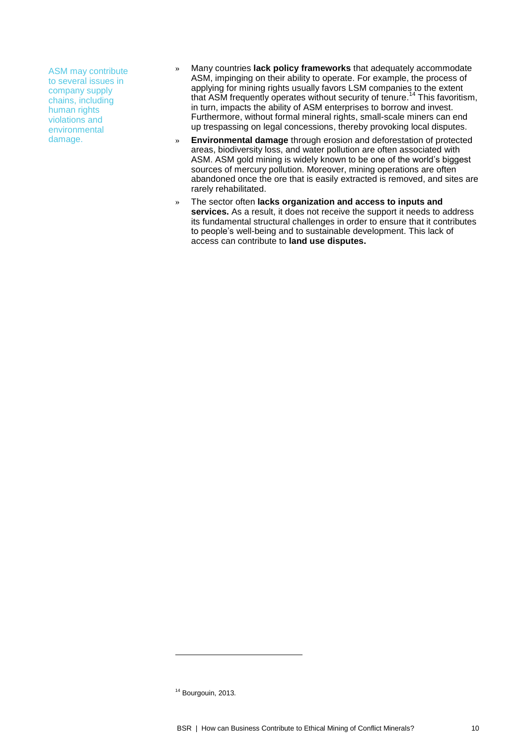ASM may contribute to several issues in company supply chains, including human rights violations and environmental damage.

- Many countries **lack policy frameworks** that adequately accommodate ASM, impinging on their ability to operate. For example, the process of applying for mining rights usually favors LSM companies to the extent that ASM frequently operates without security of tenure.[14] This favoritism, in turn, impacts the ability of ASM enterprises to borrow and invest. Furthermore, without formal mineral rights, small-scale miners can end up trespassing on legal concessions, thereby provoking local disputes.
- **Environmental damage** through erosion and deforestation of protected areas, biodiversity loss, and water pollution are often associated with ASM. ASM gold mining is widely known to be one of the world's biggest sources of mercury pollution. Moreover, mining operations are often abandoned once the ore that is easily extracted is removed, and sites are rarely rehabilitated.
- The sector often **lacks organization and access to inputs and services.** As a result, it does not receive the support it needs to address its fundamental structural challenges in order to ensure that it contributes to people's well-being and to sustainable development. This lack of access can contribute to **land use disputes.**

---

[14] Bourgouin, 2013.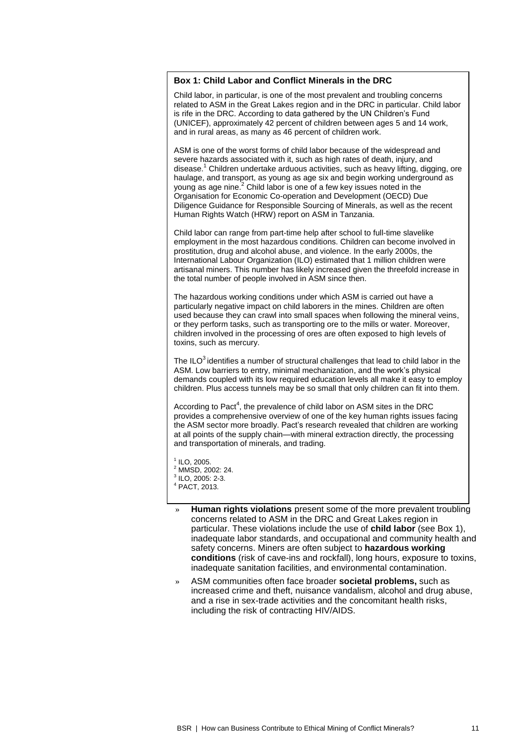**Box 1: Child Labor and Conflict Minerals in the DRC**

Child labor, in particular, is one of the most prevalent and troubling concerns related to ASM in the Great Lakes region and in the DRC in particular. Child labor is rife in the DRC. According to data gathered by the UN Children's Fund (UNICEF), approximately 42 percent of children between ages 5 and 14 work, and in rural areas, as many as 46 percent of children work.

ASM is one of the worst forms of child labor because of the widespread and severe hazards associated with it, such as high rates of death, injury, and disease.[1] Children undertake arduous activities, such as heavy lifting, digging, ore haulage, and transport, as young as age six and begin working underground as young as age nine.[2] Child labor is one of a few key issues noted in the Organisation for Economic Co-operation and Development (OECD) Due Diligence Guidance for Responsible Sourcing of Minerals, as well as the recent Human Rights Watch (HRW) report on ASM in Tanzania.

Child labor can range from part-time help after school to full-time slavelike employment in the most hazardous conditions. Children can become involved in prostitution, drug and alcohol abuse, and violence. In the early 2000s, the International Labour Organization (ILO) estimated that 1 million children were artisanal miners. This number has likely increased given the threefold increase in the total number of people involved in ASM since then.

The hazardous working conditions under which ASM is carried out have a particularly negative impact on child laborers in the mines. Children are often used because they can crawl into small spaces when following the mineral veins, or they perform tasks, such as transporting ore to the mills or water. Moreover, children involved in the processing of ores are often exposed to high levels of toxins, such as mercury.

The ILO[3] identifies a number of structural challenges that lead to child labor in the ASM. Low barriers to entry, minimal mechanization, and the work's physical demands coupled with its low required education levels all make it easy to employ children. Plus access tunnels may be so small that only children can fit into them.

According to Pact[4], the prevalence of child labor on ASM sites in the DRC provides a comprehensive overview of one of the key human rights issues facing the ASM sector more broadly. Pact's research revealed that children are working at all points of the supply chain—with mineral extraction directly, the processing and transportation of minerals, and trading.

[1] ILO, 2005.
[2] MMSD, 2002: 24.
[3] ILO, 2005: 2-3.
[4] PACT, 2013.

- **Human rights violations** present some of the more prevalent troubling concerns related to ASM in the DRC and Great Lakes region in particular. These violations include the use of **child labor** (see Box 1), inadequate labor standards, and occupational and community health and safety concerns. Miners are often subject to **hazardous working conditions** (risk of cave-ins and rockfall), long hours, exposure to toxins, inadequate sanitation facilities, and environmental contamination.
- ASM communities often face broader **societal problems,** such as increased crime and theft, nuisance vandalism, alcohol and drug abuse, and a rise in sex-trade activities and the concomitant health risks, including the risk of contracting HIV/AIDS.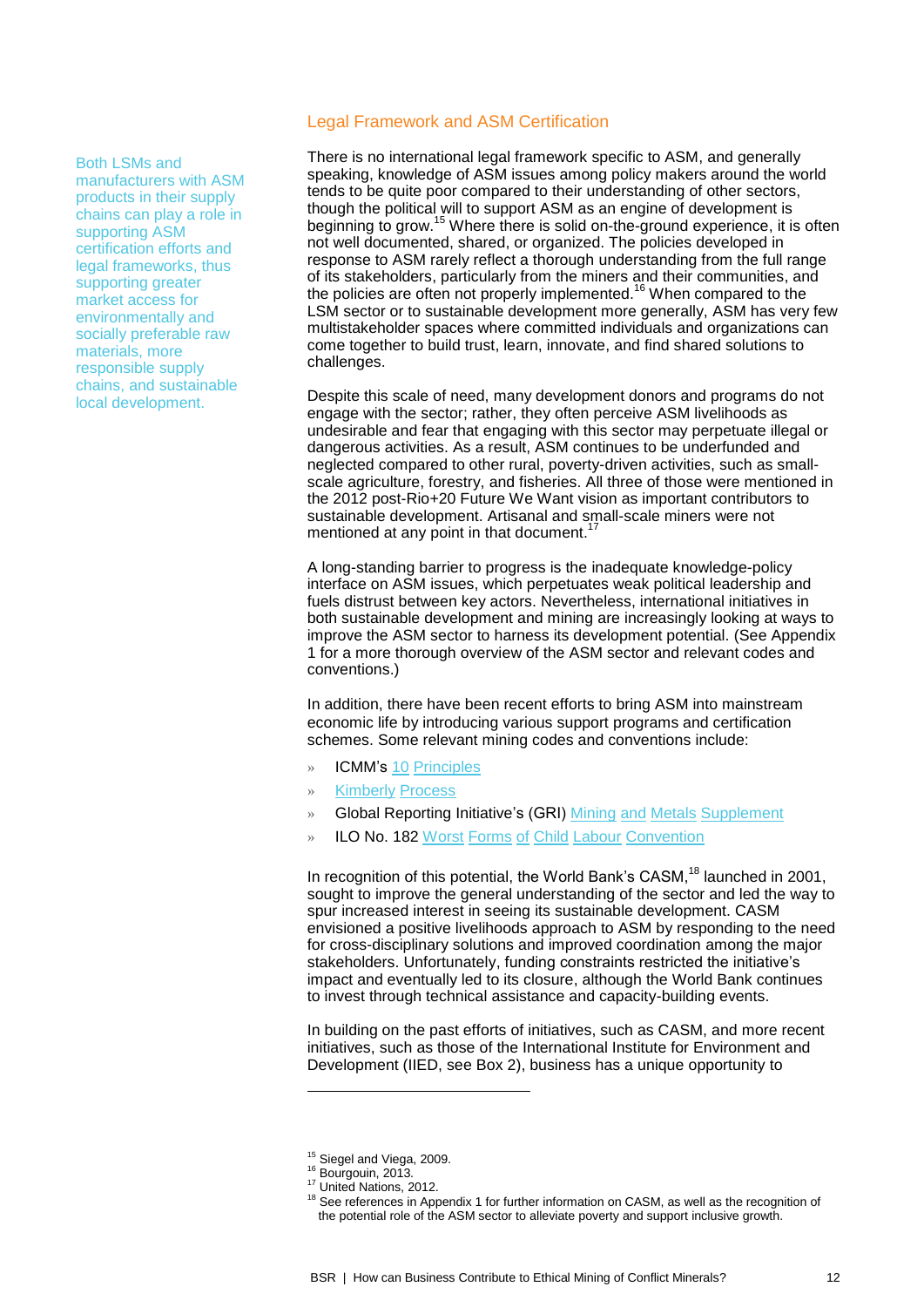Both LSMs and manufacturers with ASM products in their supply chains can play a role in supporting ASM certification efforts and legal frameworks, thus supporting greater market access for environmentally and socially preferable raw materials, more responsible supply chains, and sustainable local development.

## Legal Framework and ASM Certification

There is no international legal framework specific to ASM, and generally speaking, knowledge of ASM issues among policy makers around the world tends to be quite poor compared to their understanding of other sectors, though the political will to support ASM as an engine of development is beginning to grow.[15] Where there is solid on-the-ground experience, it is often not well documented, shared, or organized. The policies developed in response to ASM rarely reflect a thorough understanding from the full range of its stakeholders, particularly from the miners and their communities, and the policies are often not properly implemented.[16] When compared to the LSM sector or to sustainable development more generally, ASM has very few multistakeholder spaces where committed individuals and organizations can come together to build trust, learn, innovate, and find shared solutions to challenges.

Despite this scale of need, many development donors and programs do not engage with the sector; rather, they often perceive ASM livelihoods as undesirable and fear that engaging with this sector may perpetuate illegal or dangerous activities. As a result, ASM continues to be underfunded and neglected compared to other rural, poverty-driven activities, such as small-scale agriculture, forestry, and fisheries. All three of those were mentioned in the 2012 post-Rio+20 Future We Want vision as important contributors to sustainable development. Artisanal and small-scale miners were not mentioned at any point in that document.[17]

A long-standing barrier to progress is the inadequate knowledge-policy interface on ASM issues, which perpetuates weak political leadership and fuels distrust between key actors. Nevertheless, international initiatives in both sustainable development and mining are increasingly looking at ways to improve the ASM sector to harness its development potential. (See Appendix 1 for a more thorough overview of the ASM sector and relevant codes and conventions.)

In addition, there have been recent efforts to bring ASM into mainstream economic life by introducing various support programs and certification schemes. Some relevant mining codes and conventions include:

- ICMM's 10 Principles
- Kimberly Process
- Global Reporting Initiative's (GRI) Mining and Metals Supplement
- ILO No. 182 Worst Forms of Child Labour Convention

In recognition of this potential, the World Bank's CASM,[18] launched in 2001, sought to improve the general understanding of the sector and led the way to spur increased interest in seeing its sustainable development. CASM envisioned a positive livelihoods approach to ASM by responding to the need for cross-disciplinary solutions and improved coordination among the major stakeholders. Unfortunately, funding constraints restricted the initiative's impact and eventually led to its closure, although the World Bank continues to invest through technical assistance and capacity-building events.

In building on the past efforts of initiatives, such as CASM, and more recent initiatives, such as those of the International Institute for Environment and Development (IIED, see Box 2), business has a unique opportunity to

---

[15] Siegel and Viega, 2009.
[16] Bourgouin, 2013.
[17] United Nations, 2012.
[18] See references in Appendix 1 for further information on CASM, as well as the recognition of the potential role of the ASM sector to alleviate poverty and support inclusive growth.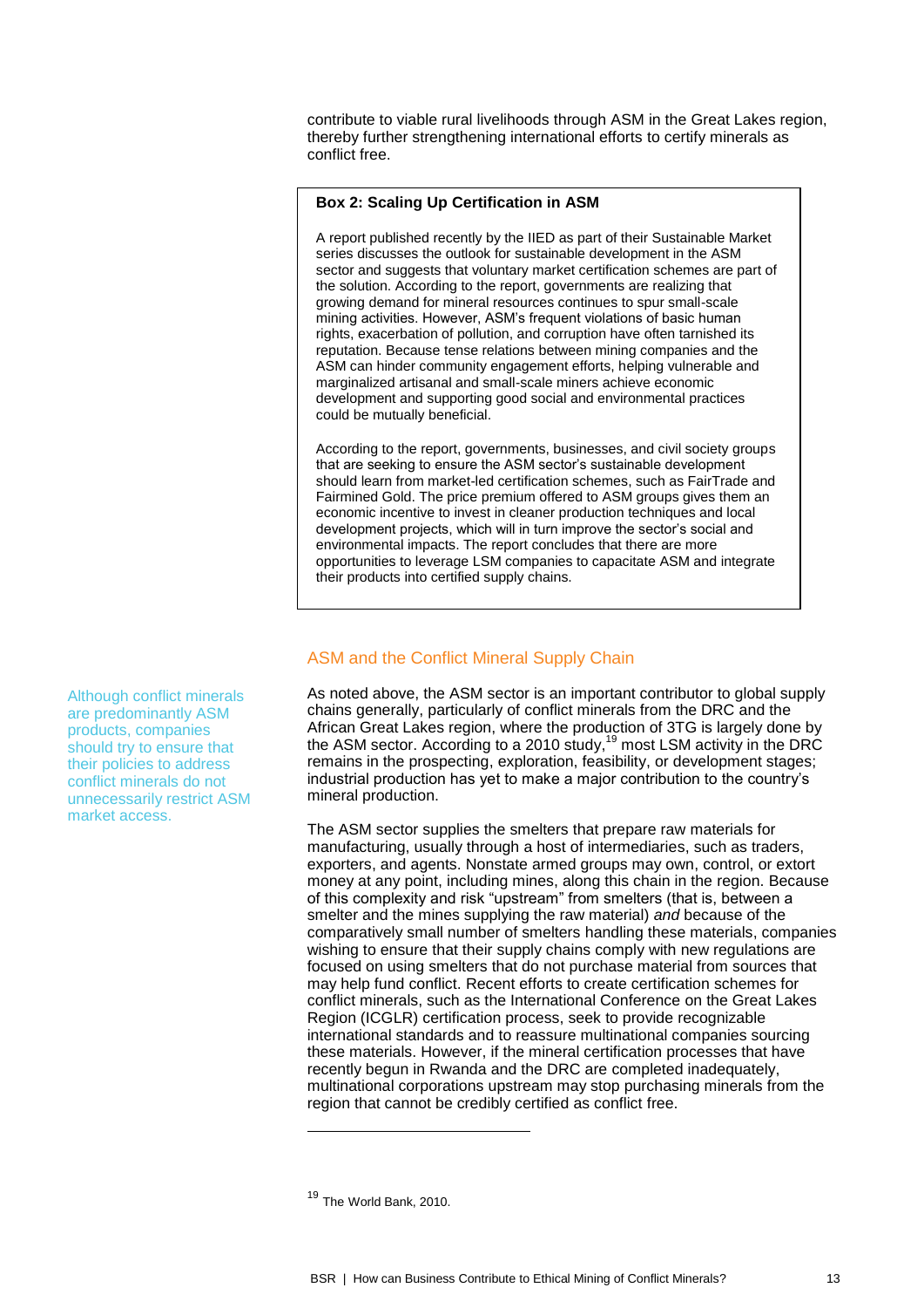contribute to viable rural livelihoods through ASM in the Great Lakes region, thereby further strengthening international efforts to certify minerals as conflict free.

> **Box 2: Scaling Up Certification in ASM**
>
> A report published recently by the IIED as part of their Sustainable Market series discusses the outlook for sustainable development in the ASM sector and suggests that voluntary market certification schemes are part of the solution. According to the report, governments are realizing that growing demand for mineral resources continues to spur small-scale mining activities. However, ASM's frequent violations of basic human rights, exacerbation of pollution, and corruption have often tarnished its reputation. Because tense relations between mining companies and the ASM can hinder community engagement efforts, helping vulnerable and marginalized artisanal and small-scale miners achieve economic development and supporting good social and environmental practices could be mutually beneficial.
>
> According to the report, governments, businesses, and civil society groups that are seeking to ensure the ASM sector's sustainable development should learn from market-led certification schemes, such as FairTrade and Fairmined Gold. The price premium offered to ASM groups gives them an economic incentive to invest in cleaner production techniques and local development projects, which will in turn improve the sector's social and environmental impacts. The report concludes that there are more opportunities to leverage LSM companies to capacitate ASM and integrate their products into certified supply chains.

## ASM and the Conflict Mineral Supply Chain

*Although conflict minerals are predominantly ASM products, companies should try to ensure that their policies to address conflict minerals do not unnecessarily restrict ASM market access.*

As noted above, the ASM sector is an important contributor to global supply chains generally, particularly of conflict minerals from the DRC and the African Great Lakes region, where the production of 3TG is largely done by the ASM sector. According to a 2010 study,[19] most LSM activity in the DRC remains in the prospecting, exploration, feasibility, or development stages; industrial production has yet to make a major contribution to the country's mineral production.

The ASM sector supplies the smelters that prepare raw materials for manufacturing, usually through a host of intermediaries, such as traders, exporters, and agents. Nonstate armed groups may own, control, or extort money at any point, including mines, along this chain in the region. Because of this complexity and risk "upstream" from smelters (that is, between a smelter and the mines supplying the raw material) *and* because of the comparatively small number of smelters handling these materials, companies wishing to ensure that their supply chains comply with new regulations are focused on using smelters that do not purchase material from sources that may help fund conflict. Recent efforts to create certification schemes for conflict minerals, such as the International Conference on the Great Lakes Region (ICGLR) certification process, seek to provide recognizable international standards and to reassure multinational companies sourcing these materials. However, if the mineral certification processes that have recently begun in Rwanda and the DRC are completed inadequately, multinational corporations upstream may stop purchasing minerals from the region that cannot be credibly certified as conflict free.

---

[19] The World Bank, 2010.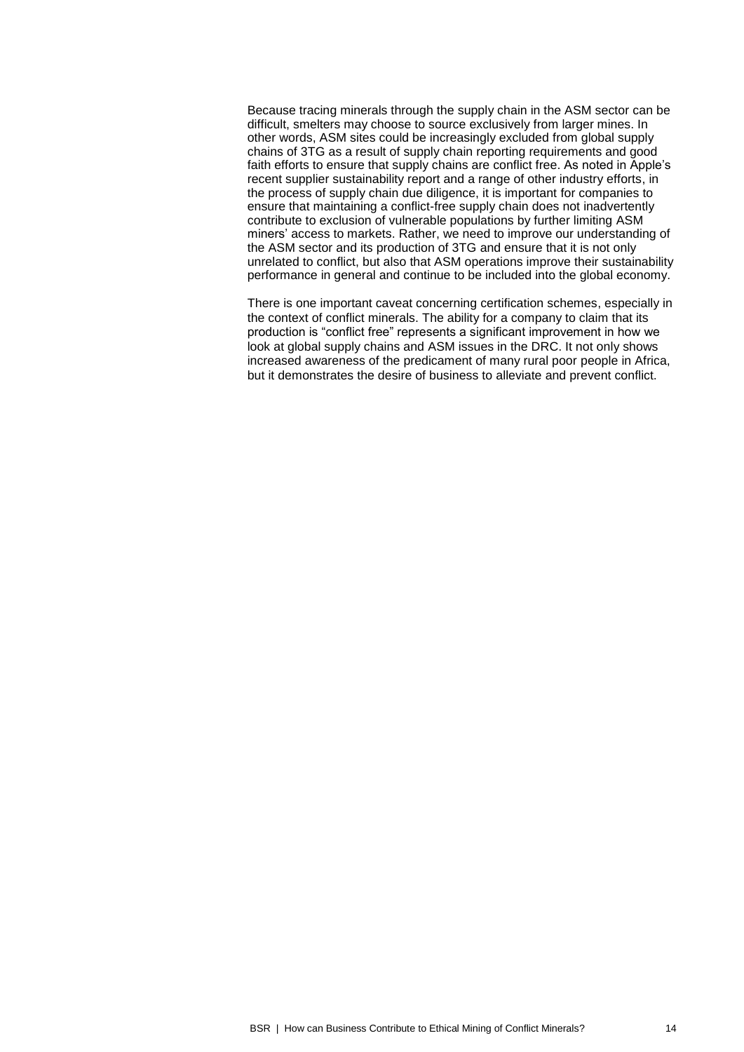Because tracing minerals through the supply chain in the ASM sector can be difficult, smelters may choose to source exclusively from larger mines. In other words, ASM sites could be increasingly excluded from global supply chains of 3TG as a result of supply chain reporting requirements and good faith efforts to ensure that supply chains are conflict free. As noted in Apple's recent supplier sustainability report and a range of other industry efforts, in the process of supply chain due diligence, it is important for companies to ensure that maintaining a conflict-free supply chain does not inadvertently contribute to exclusion of vulnerable populations by further limiting ASM miners' access to markets. Rather, we need to improve our understanding of the ASM sector and its production of 3TG and ensure that it is not only unrelated to conflict, but also that ASM operations improve their sustainability performance in general and continue to be included into the global economy.

There is one important caveat concerning certification schemes, especially in the context of conflict minerals. The ability for a company to claim that its production is "conflict free" represents a significant improvement in how we look at global supply chains and ASM issues in the DRC. It not only shows increased awareness of the predicament of many rural poor people in Africa, but it demonstrates the desire of business to alleviate and prevent conflict.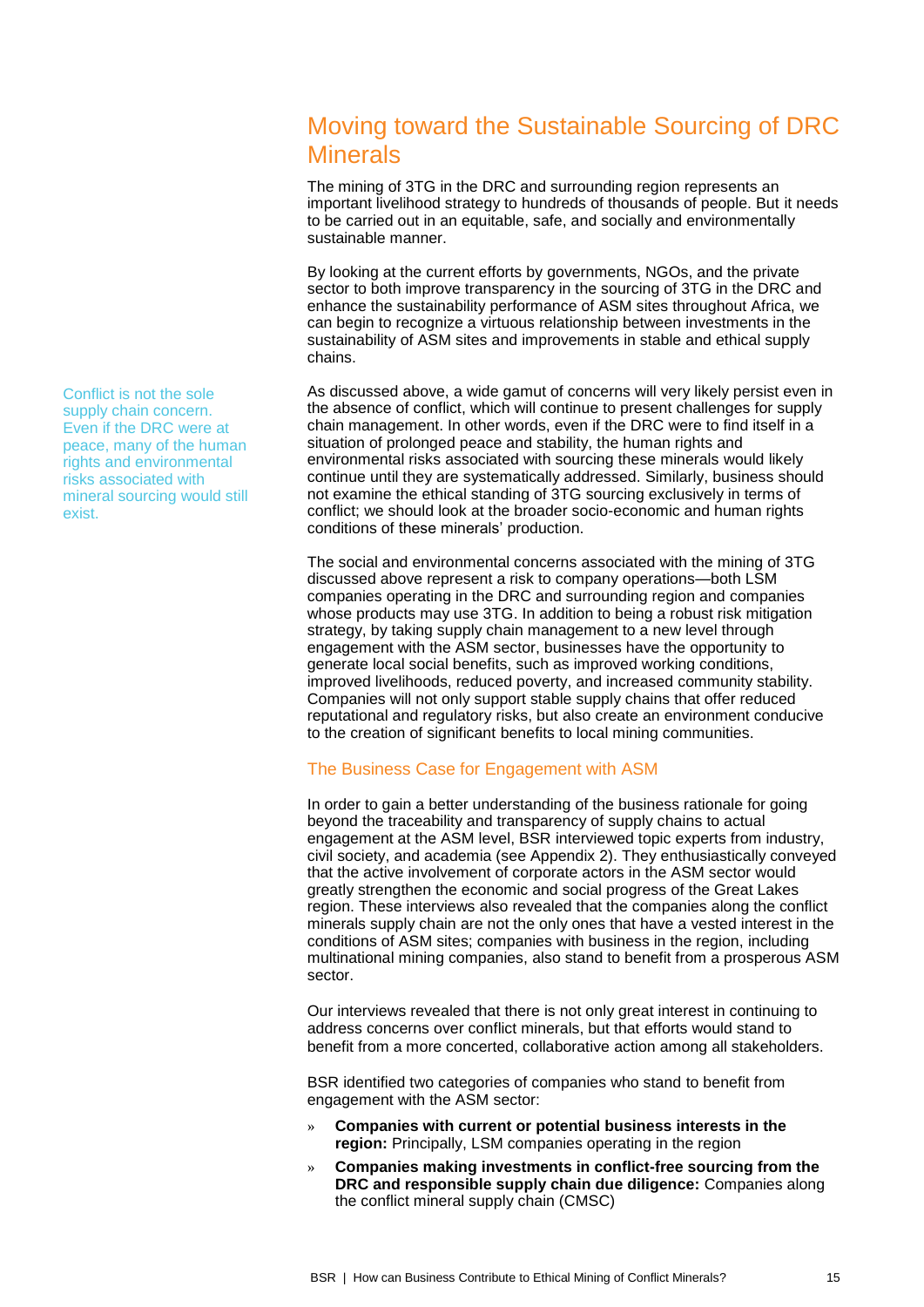## Moving toward the Sustainable Sourcing of DRC Minerals

The mining of 3TG in the DRC and surrounding region represents an important livelihood strategy to hundreds of thousands of people. But it needs to be carried out in an equitable, safe, and socially and environmentally sustainable manner.

By looking at the current efforts by governments, NGOs, and the private sector to both improve transparency in the sourcing of 3TG in the DRC and enhance the sustainability performance of ASM sites throughout Africa, we can begin to recognize a virtuous relationship between investments in the sustainability of ASM sites and improvements in stable and ethical supply chains.

Conflict is not the sole supply chain concern. Even if the DRC were at peace, many of the human rights and environmental risks associated with mineral sourcing would still exist.

As discussed above, a wide gamut of concerns will very likely persist even in the absence of conflict, which will continue to present challenges for supply chain management. In other words, even if the DRC were to find itself in a situation of prolonged peace and stability, the human rights and environmental risks associated with sourcing these minerals would likely continue until they are systematically addressed. Similarly, business should not examine the ethical standing of 3TG sourcing exclusively in terms of conflict; we should look at the broader socio-economic and human rights conditions of these minerals' production.

The social and environmental concerns associated with the mining of 3TG discussed above represent a risk to company operations—both LSM companies operating in the DRC and surrounding region and companies whose products may use 3TG. In addition to being a robust risk mitigation strategy, by taking supply chain management to a new level through engagement with the ASM sector, businesses have the opportunity to generate local social benefits, such as improved working conditions, improved livelihoods, reduced poverty, and increased community stability. Companies will not only support stable supply chains that offer reduced reputational and regulatory risks, but also create an environment conducive to the creation of significant benefits to local mining communities.

### The Business Case for Engagement with ASM

In order to gain a better understanding of the business rationale for going beyond the traceability and transparency of supply chains to actual engagement at the ASM level, BSR interviewed topic experts from industry, civil society, and academia (see Appendix 2). They enthusiastically conveyed that the active involvement of corporate actors in the ASM sector would greatly strengthen the economic and social progress of the Great Lakes region. These interviews also revealed that the companies along the conflict minerals supply chain are not the only ones that have a vested interest in the conditions of ASM sites; companies with business in the region, including multinational mining companies, also stand to benefit from a prosperous ASM sector.

Our interviews revealed that there is not only great interest in continuing to address concerns over conflict minerals, but that efforts would stand to benefit from a more concerted, collaborative action among all stakeholders.

BSR identified two categories of companies who stand to benefit from engagement with the ASM sector:

- **Companies with current or potential business interests in the region:** Principally, LSM companies operating in the region
- **Companies making investments in conflict-free sourcing from the DRC and responsible supply chain due diligence:** Companies along the conflict mineral supply chain (CMSC)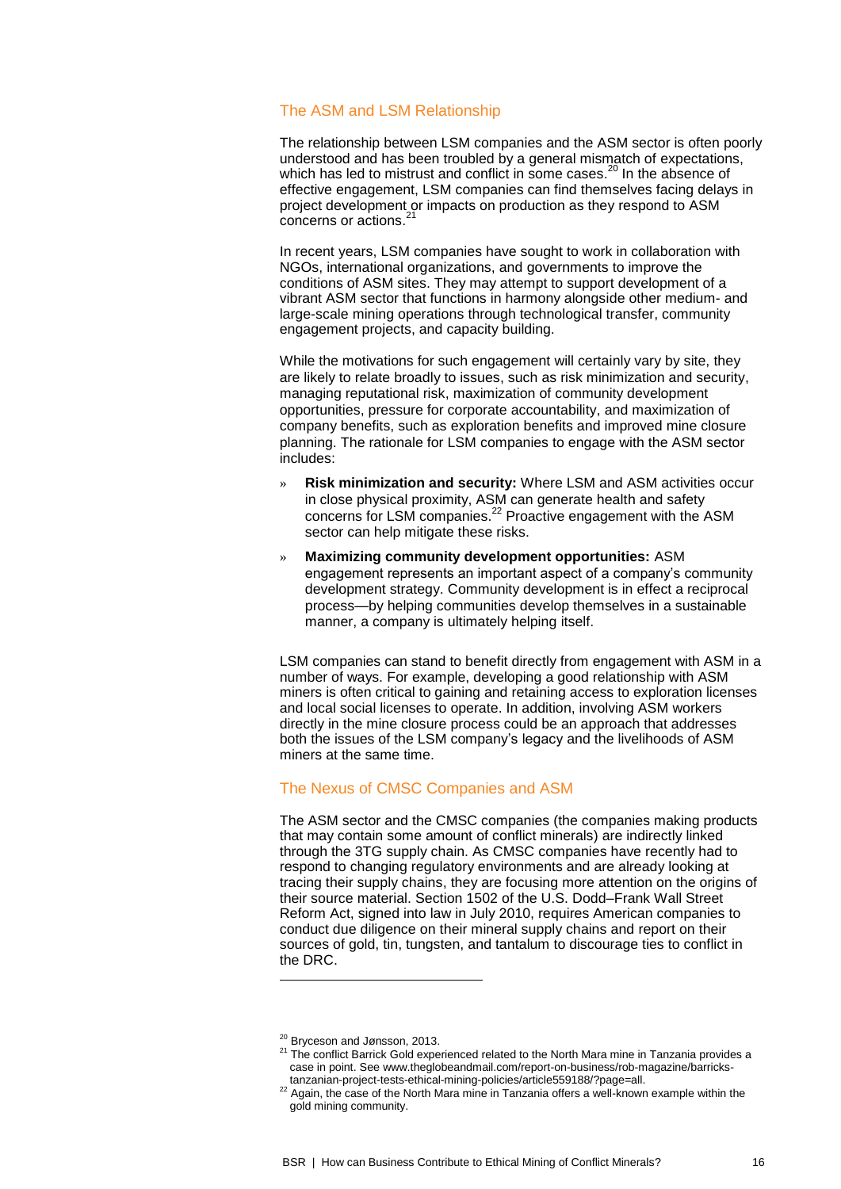## The ASM and LSM Relationship

The relationship between LSM companies and the ASM sector is often poorly understood and has been troubled by a general mismatch of expectations, which has led to mistrust and conflict in some cases.[20] In the absence of effective engagement, LSM companies can find themselves facing delays in project development or impacts on production as they respond to ASM concerns or actions.[21]

In recent years, LSM companies have sought to work in collaboration with NGOs, international organizations, and governments to improve the conditions of ASM sites. They may attempt to support development of a vibrant ASM sector that functions in harmony alongside other medium- and large-scale mining operations through technological transfer, community engagement projects, and capacity building.

While the motivations for such engagement will certainly vary by site, they are likely to relate broadly to issues, such as risk minimization and security, managing reputational risk, maximization of community development opportunities, pressure for corporate accountability, and maximization of company benefits, such as exploration benefits and improved mine closure planning. The rationale for LSM companies to engage with the ASM sector includes:

- **Risk minimization and security:** Where LSM and ASM activities occur in close physical proximity, ASM can generate health and safety concerns for LSM companies.[22] Proactive engagement with the ASM sector can help mitigate these risks.
- **Maximizing community development opportunities:** ASM engagement represents an important aspect of a company's community development strategy. Community development is in effect a reciprocal process—by helping communities develop themselves in a sustainable manner, a company is ultimately helping itself.

LSM companies can stand to benefit directly from engagement with ASM in a number of ways. For example, developing a good relationship with ASM miners is often critical to gaining and retaining access to exploration licenses and local social licenses to operate. In addition, involving ASM workers directly in the mine closure process could be an approach that addresses both the issues of the LSM company's legacy and the livelihoods of ASM miners at the same time.

## The Nexus of CMSC Companies and ASM

The ASM sector and the CMSC companies (the companies making products that may contain some amount of conflict minerals) are indirectly linked through the 3TG supply chain. As CMSC companies have recently had to respond to changing regulatory environments and are already looking at tracing their supply chains, they are focusing more attention on the origins of their source material. Section 1502 of the U.S. Dodd–Frank Wall Street Reform Act, signed into law in July 2010, requires American companies to conduct due diligence on their mineral supply chains and report on their sources of gold, tin, tungsten, and tantalum to discourage ties to conflict in the DRC.

---

[20] Bryceson and Jønsson, 2013.

[21] The conflict Barrick Gold experienced related to the North Mara mine in Tanzania provides a case in point. See www.theglobeandmail.com/report-on-business/rob-magazine/barricks-tanzanian-project-tests-ethical-mining-policies/article559188/?page=all.

[22] Again, the case of the North Mara mine in Tanzania offers a well-known example within the gold mining community.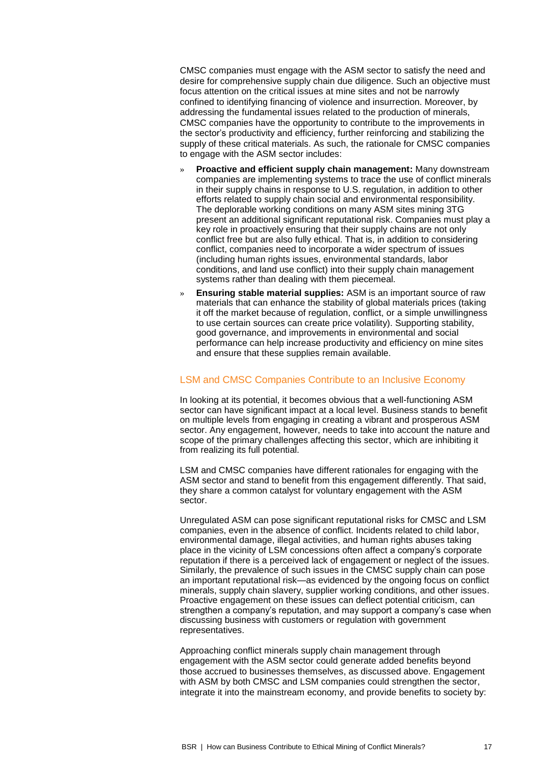CMSC companies must engage with the ASM sector to satisfy the need and desire for comprehensive supply chain due diligence. Such an objective must focus attention on the critical issues at mine sites and not be narrowly confined to identifying financing of violence and insurrection. Moreover, by addressing the fundamental issues related to the production of minerals, CMSC companies have the opportunity to contribute to the improvements in the sector's productivity and efficiency, further reinforcing and stabilizing the supply of these critical materials. As such, the rationale for CMSC companies to engage with the ASM sector includes:

- **Proactive and efficient supply chain management:** Many downstream companies are implementing systems to trace the use of conflict minerals in their supply chains in response to U.S. regulation, in addition to other efforts related to supply chain social and environmental responsibility. The deplorable working conditions on many ASM sites mining 3TG present an additional significant reputational risk. Companies must play a key role in proactively ensuring that their supply chains are not only conflict free but are also fully ethical. That is, in addition to considering conflict, companies need to incorporate a wider spectrum of issues (including human rights issues, environmental standards, labor conditions, and land use conflict) into their supply chain management systems rather than dealing with them piecemeal.
- **Ensuring stable material supplies:** ASM is an important source of raw materials that can enhance the stability of global materials prices (taking it off the market because of regulation, conflict, or a simple unwillingness to use certain sources can create price volatility). Supporting stability, good governance, and improvements in environmental and social performance can help increase productivity and efficiency on mine sites and ensure that these supplies remain available.

## LSM and CMSC Companies Contribute to an Inclusive Economy

In looking at its potential, it becomes obvious that a well-functioning ASM sector can have significant impact at a local level. Business stands to benefit on multiple levels from engaging in creating a vibrant and prosperous ASM sector. Any engagement, however, needs to take into account the nature and scope of the primary challenges affecting this sector, which are inhibiting it from realizing its full potential.

LSM and CMSC companies have different rationales for engaging with the ASM sector and stand to benefit from this engagement differently. That said, they share a common catalyst for voluntary engagement with the ASM sector.

Unregulated ASM can pose significant reputational risks for CMSC and LSM companies, even in the absence of conflict. Incidents related to child labor, environmental damage, illegal activities, and human rights abuses taking place in the vicinity of LSM concessions often affect a company's corporate reputation if there is a perceived lack of engagement or neglect of the issues. Similarly, the prevalence of such issues in the CMSC supply chain can pose an important reputational risk—as evidenced by the ongoing focus on conflict minerals, supply chain slavery, supplier working conditions, and other issues. Proactive engagement on these issues can deflect potential criticism, can strengthen a company's reputation, and may support a company's case when discussing business with customers or regulation with government representatives.

Approaching conflict minerals supply chain management through engagement with the ASM sector could generate added benefits beyond those accrued to businesses themselves, as discussed above. Engagement with ASM by both CMSC and LSM companies could strengthen the sector, integrate it into the mainstream economy, and provide benefits to society by: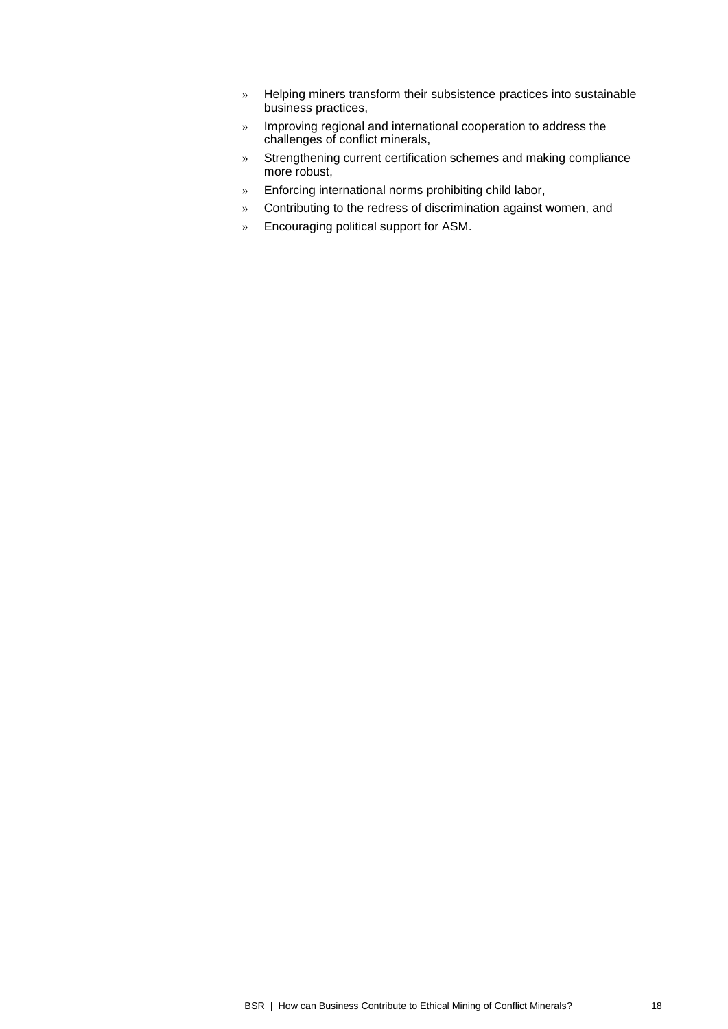- Helping miners transform their subsistence practices into sustainable business practices,
- Improving regional and international cooperation to address the challenges of conflict minerals,
- Strengthening current certification schemes and making compliance more robust,
- Enforcing international norms prohibiting child labor,
- Contributing to the redress of discrimination against women, and
- Encouraging political support for ASM.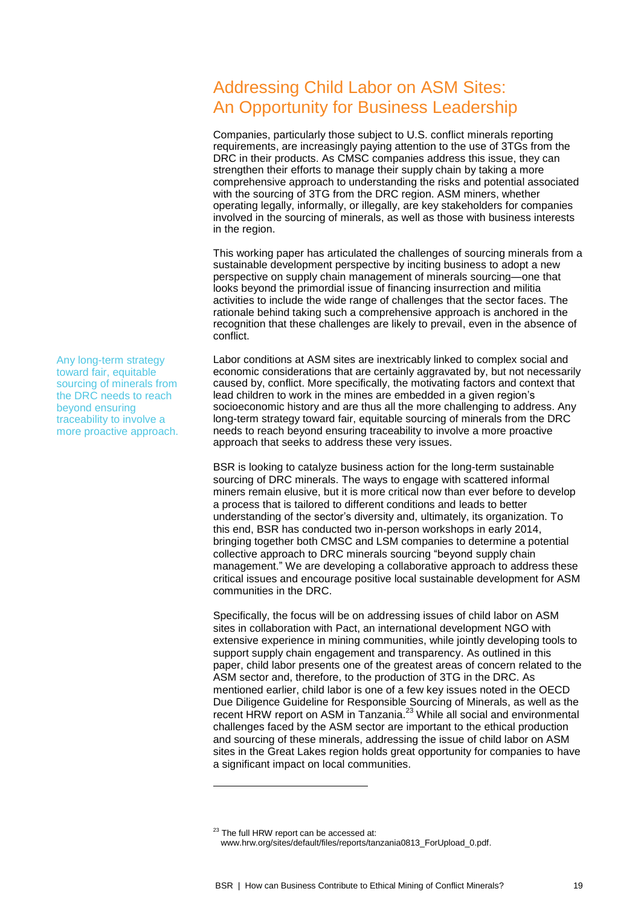## Addressing Child Labor on ASM Sites: An Opportunity for Business Leadership

Companies, particularly those subject to U.S. conflict minerals reporting requirements, are increasingly paying attention to the use of 3TGs from the DRC in their products. As CMSC companies address this issue, they can strengthen their efforts to manage their supply chain by taking a more comprehensive approach to understanding the risks and potential associated with the sourcing of 3TG from the DRC region. ASM miners, whether operating legally, informally, or illegally, are key stakeholders for companies involved in the sourcing of minerals, as well as those with business interests in the region.

This working paper has articulated the challenges of sourcing minerals from a sustainable development perspective by inciting business to adopt a new perspective on supply chain management of minerals sourcing—one that looks beyond the primordial issue of financing insurrection and militia activities to include the wide range of challenges that the sector faces. The rationale behind taking such a comprehensive approach is anchored in the recognition that these challenges are likely to prevail, even in the absence of conflict.

> Any long-term strategy toward fair, equitable sourcing of minerals from the DRC needs to reach beyond ensuring traceability to involve a more proactive approach.

Labor conditions at ASM sites are inextricably linked to complex social and economic considerations that are certainly aggravated by, but not necessarily caused by, conflict. More specifically, the motivating factors and context that lead children to work in the mines are embedded in a given region's socioeconomic history and are thus all the more challenging to address. Any long-term strategy toward fair, equitable sourcing of minerals from the DRC needs to reach beyond ensuring traceability to involve a more proactive approach that seeks to address these very issues.

BSR is looking to catalyze business action for the long-term sustainable sourcing of DRC minerals. The ways to engage with scattered informal miners remain elusive, but it is more critical now than ever before to develop a process that is tailored to different conditions and leads to better understanding of the sector's diversity and, ultimately, its organization. To this end, BSR has conducted two in-person workshops in early 2014, bringing together both CMSC and LSM companies to determine a potential collective approach to DRC minerals sourcing "beyond supply chain management." We are developing a collaborative approach to address these critical issues and encourage positive local sustainable development for ASM communities in the DRC.

Specifically, the focus will be on addressing issues of child labor on ASM sites in collaboration with Pact, an international development NGO with extensive experience in mining communities, while jointly developing tools to support supply chain engagement and transparency. As outlined in this paper, child labor presents one of the greatest areas of concern related to the ASM sector and, therefore, to the production of 3TG in the DRC. As mentioned earlier, child labor is one of a few key issues noted in the OECD Due Diligence Guideline for Responsible Sourcing of Minerals, as well as the recent HRW report on ASM in Tanzania.[23] While all social and environmental challenges faced by the ASM sector are important to the ethical production and sourcing of these minerals, addressing the issue of child labor on ASM sites in the Great Lakes region holds great opportunity for companies to have a significant impact on local communities.

---

[23] The full HRW report can be accessed at: www.hrw.org/sites/default/files/reports/tanzania0813_ForUpload_0.pdf.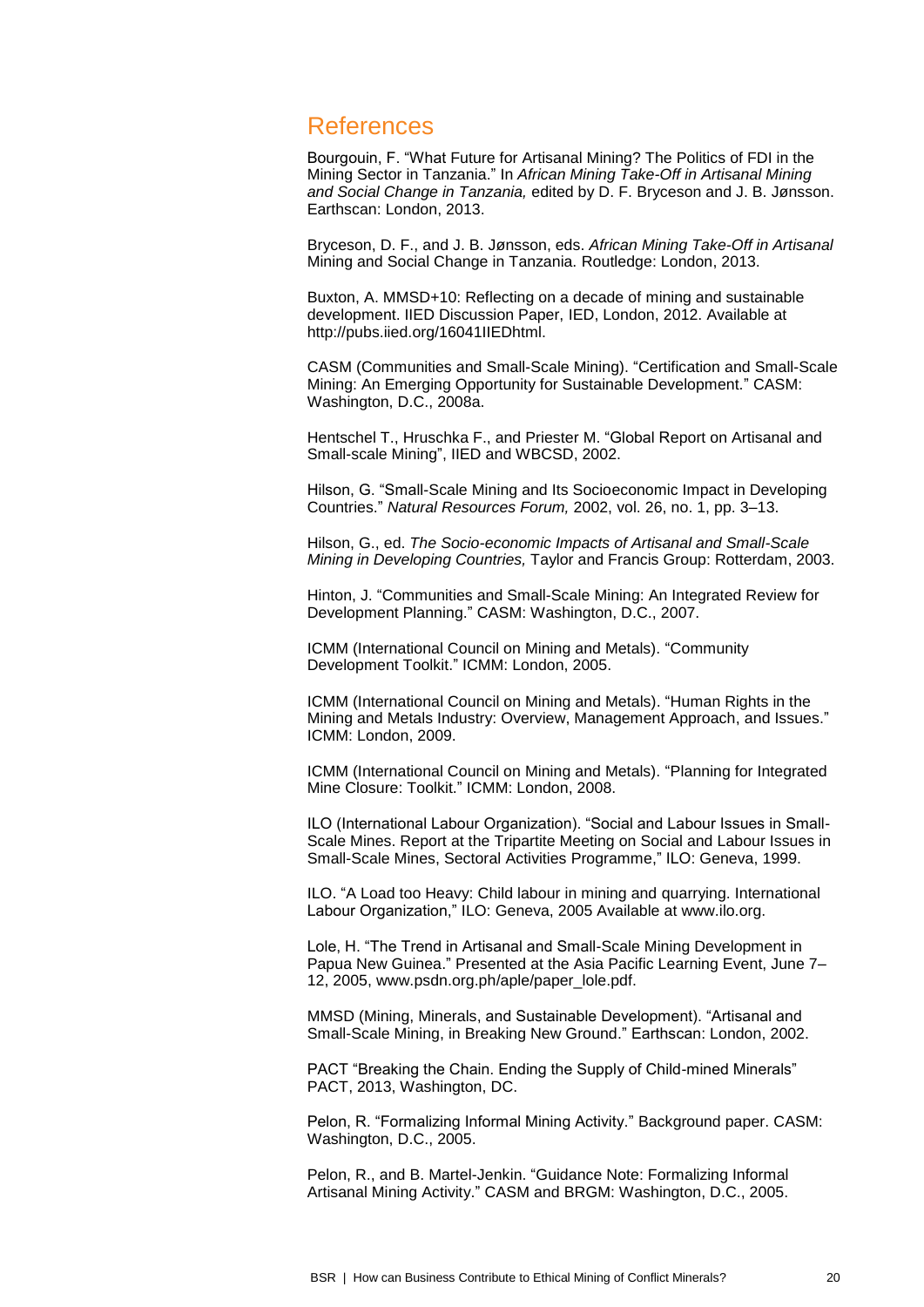## References

Bourgouin, F. “What Future for Artisanal Mining? The Politics of FDI in the Mining Sector in Tanzania.” In *African Mining Take-Off in Artisanal Mining and Social Change in Tanzania,* edited by D. F. Bryceson and J. B. Jønsson. Earthscan: London, 2013.

Bryceson, D. F., and J. B. Jønsson, eds. *African Mining Take-Off in Artisanal* Mining and Social Change in Tanzania. Routledge: London, 2013.

Buxton, A. MMSD+10: Reflecting on a decade of mining and sustainable development. IIED Discussion Paper, IED, London, 2012. Available at http://pubs.iied.org/16041IIEDhtml.

CASM (Communities and Small-Scale Mining). “Certification and Small-Scale Mining: An Emerging Opportunity for Sustainable Development.” CASM: Washington, D.C., 2008a.

Hentschel T., Hruschka F., and Priester M. “Global Report on Artisanal and Small-scale Mining”, IIED and WBCSD, 2002.

Hilson, G. “Small-Scale Mining and Its Socioeconomic Impact in Developing Countries.” *Natural Resources Forum,* 2002, vol. 26, no. 1, pp. 3–13.

Hilson, G., ed. *The Socio-economic Impacts of Artisanal and Small-Scale Mining in Developing Countries,* Taylor and Francis Group: Rotterdam, 2003.

Hinton, J. “Communities and Small-Scale Mining: An Integrated Review for Development Planning.” CASM: Washington, D.C., 2007.

ICMM (International Council on Mining and Metals). “Community Development Toolkit.” ICMM: London, 2005.

ICMM (International Council on Mining and Metals). “Human Rights in the Mining and Metals Industry: Overview, Management Approach, and Issues.” ICMM: London, 2009.

ICMM (International Council on Mining and Metals). “Planning for Integrated Mine Closure: Toolkit.” ICMM: London, 2008.

ILO (International Labour Organization). “Social and Labour Issues in Small-Scale Mines. Report at the Tripartite Meeting on Social and Labour Issues in Small-Scale Mines, Sectoral Activities Programme,” ILO: Geneva, 1999.

ILO. “A Load too Heavy: Child labour in mining and quarrying. International Labour Organization,” ILO: Geneva, 2005 Available at www.ilo.org.

Lole, H. “The Trend in Artisanal and Small-Scale Mining Development in Papua New Guinea.” Presented at the Asia Pacific Learning Event, June 7–12, 2005, www.psdn.org.ph/aple/paper_lole.pdf.

MMSD (Mining, Minerals, and Sustainable Development). “Artisanal and Small-Scale Mining, in Breaking New Ground.” Earthscan: London, 2002.

PACT “Breaking the Chain. Ending the Supply of Child-mined Minerals” PACT, 2013, Washington, DC.

Pelon, R. “Formalizing Informal Mining Activity.” Background paper. CASM: Washington, D.C., 2005.

Pelon, R., and B. Martel-Jenkin. “Guidance Note: Formalizing Informal Artisanal Mining Activity.” CASM and BRGM: Washington, D.C., 2005.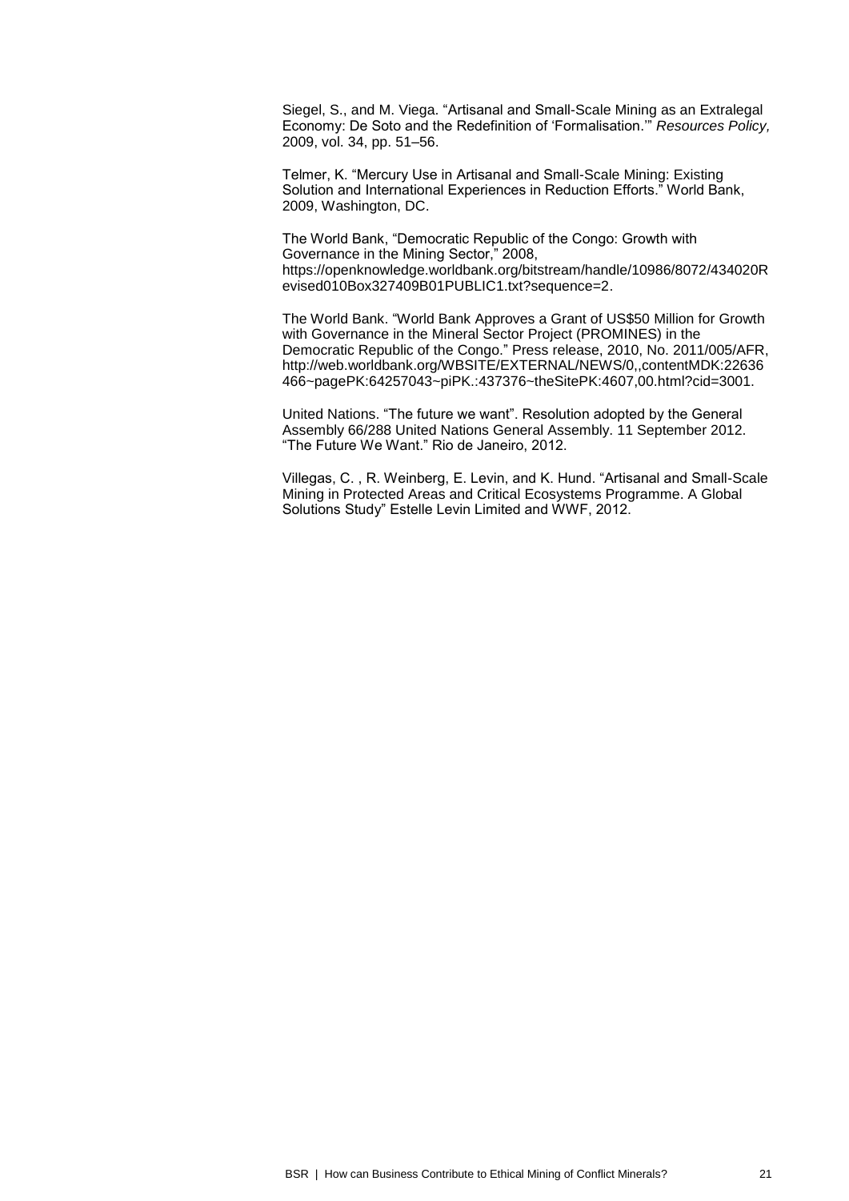Siegel, S., and M. Viega. “Artisanal and Small-Scale Mining as an Extralegal Economy: De Soto and the Redefinition of ‘Formalisation.’” *Resources Policy,* 2009, vol. 34, pp. 51–56.

Telmer, K. “Mercury Use in Artisanal and Small-Scale Mining: Existing Solution and International Experiences in Reduction Efforts.” World Bank, 2009, Washington, DC.

The World Bank, “Democratic Republic of the Congo: Growth with Governance in the Mining Sector,” 2008, https://openknowledge.worldbank.org/bitstream/handle/10986/8072/434020Revised010Box327409B01PUBLIC1.txt?sequence=2.

The World Bank. “World Bank Approves a Grant of US$50 Million for Growth with Governance in the Mineral Sector Project (PROMINES) in the Democratic Republic of the Congo.” Press release, 2010, No. 2011/005/AFR, http://web.worldbank.org/WBSITE/EXTERNAL/NEWS/0,,contentMDK:22636466~pagePK:64257043~piPK.:437376~theSitePK:4607,00.html?cid=3001.

United Nations. “The future we want”. Resolution adopted by the General Assembly 66/288 United Nations General Assembly. 11 September 2012. “The Future We Want.” Rio de Janeiro, 2012.

Villegas, C. , R. Weinberg, E. Levin, and K. Hund. “Artisanal and Small-Scale Mining in Protected Areas and Critical Ecosystems Programme. A Global Solutions Study” Estelle Levin Limited and WWF, 2012.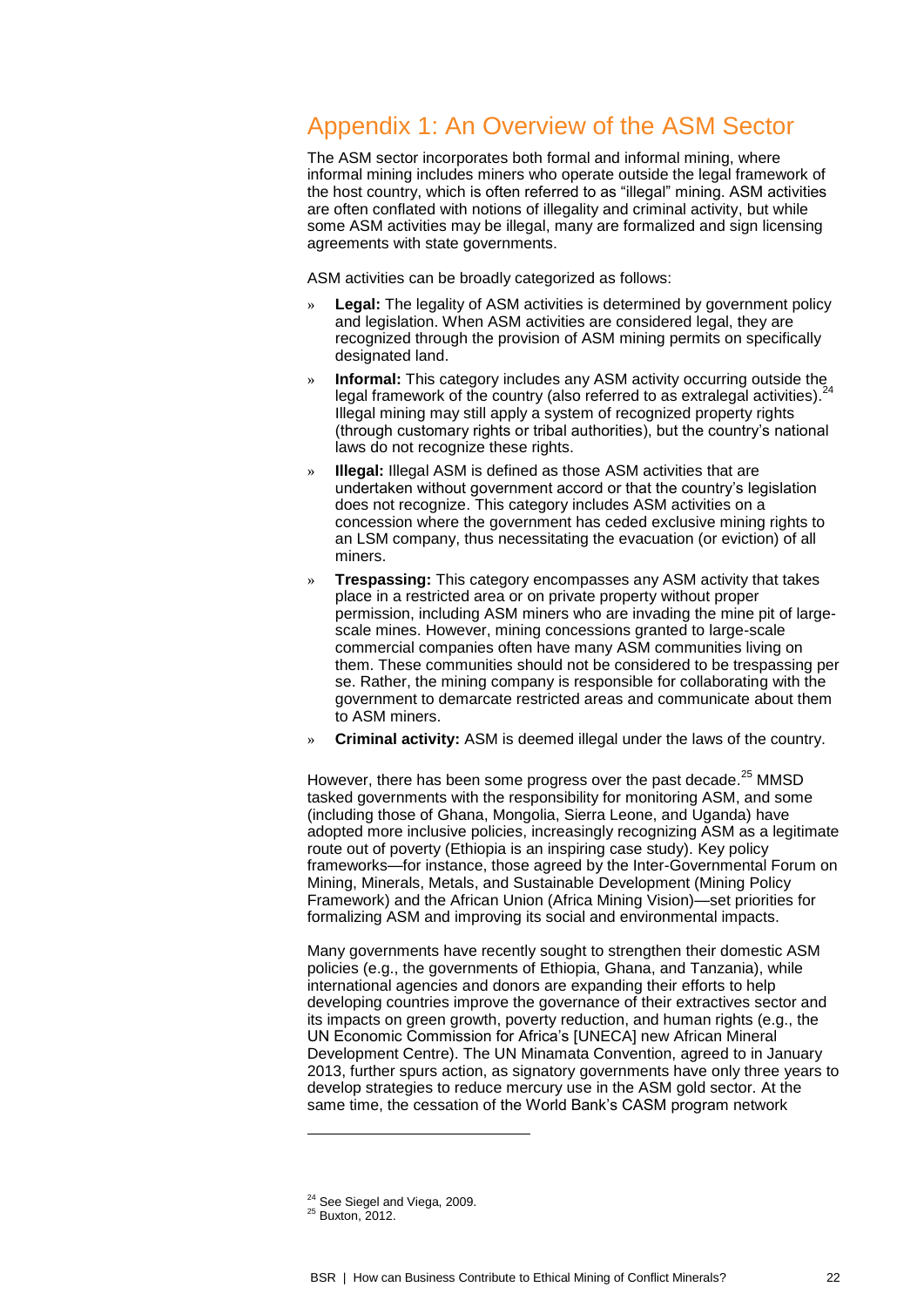## Appendix 1: An Overview of the ASM Sector

The ASM sector incorporates both formal and informal mining, where informal mining includes miners who operate outside the legal framework of the host country, which is often referred to as "illegal" mining. ASM activities are often conflated with notions of illegality and criminal activity, but while some ASM activities may be illegal, many are formalized and sign licensing agreements with state governments.

ASM activities can be broadly categorized as follows:

- **Legal:** The legality of ASM activities is determined by government policy and legislation. When ASM activities are considered legal, they are recognized through the provision of ASM mining permits on specifically designated land.
- **Informal:** This category includes any ASM activity occurring outside the legal framework of the country (also referred to as extralegal activities).[24] Illegal mining may still apply a system of recognized property rights (through customary rights or tribal authorities), but the country's national laws do not recognize these rights.
- **Illegal:** Illegal ASM is defined as those ASM activities that are undertaken without government accord or that the country's legislation does not recognize. This category includes ASM activities on a concession where the government has ceded exclusive mining rights to an LSM company, thus necessitating the evacuation (or eviction) of all miners.
- **Trespassing:** This category encompasses any ASM activity that takes place in a restricted area or on private property without proper permission, including ASM miners who are invading the mine pit of large-scale mines. However, mining concessions granted to large-scale commercial companies often have many ASM communities living on them. These communities should not be considered to be trespassing per se. Rather, the mining company is responsible for collaborating with the government to demarcate restricted areas and communicate about them to ASM miners.
- **Criminal activity:** ASM is deemed illegal under the laws of the country.

However, there has been some progress over the past decade.[25] MMSD tasked governments with the responsibility for monitoring ASM, and some (including those of Ghana, Mongolia, Sierra Leone, and Uganda) have adopted more inclusive policies, increasingly recognizing ASM as a legitimate route out of poverty (Ethiopia is an inspiring case study). Key policy frameworks—for instance, those agreed by the Inter-Governmental Forum on Mining, Minerals, Metals, and Sustainable Development (Mining Policy Framework) and the African Union (Africa Mining Vision)—set priorities for formalizing ASM and improving its social and environmental impacts.

Many governments have recently sought to strengthen their domestic ASM policies (e.g., the governments of Ethiopia, Ghana, and Tanzania), while international agencies and donors are expanding their efforts to help developing countries improve the governance of their extractives sector and its impacts on green growth, poverty reduction, and human rights (e.g., the UN Economic Commission for Africa's [UNECA] new African Mineral Development Centre). The UN Minamata Convention, agreed to in January 2013, further spurs action, as signatory governments have only three years to develop strategies to reduce mercury use in the ASM gold sector. At the same time, the cessation of the World Bank's CASM program network

---

[24] See Siegel and Viega, 2009.

[25] Buxton, 2012.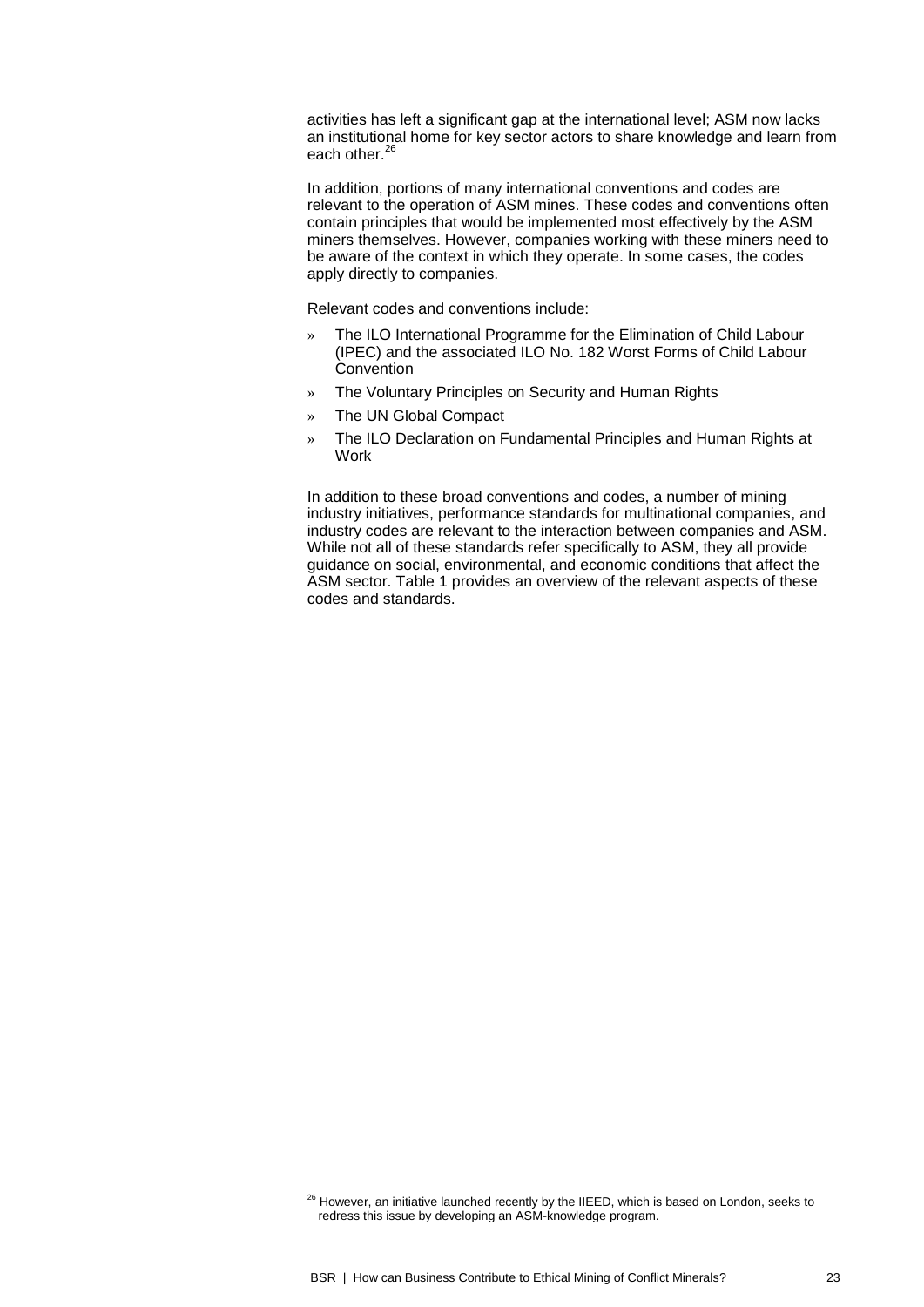activities has left a significant gap at the international level; ASM now lacks an institutional home for key sector actors to share knowledge and learn from each other.[26]

In addition, portions of many international conventions and codes are relevant to the operation of ASM mines. These codes and conventions often contain principles that would be implemented most effectively by the ASM miners themselves. However, companies working with these miners need to be aware of the context in which they operate. In some cases, the codes apply directly to companies.

Relevant codes and conventions include:

- The ILO International Programme for the Elimination of Child Labour (IPEC) and the associated ILO No. 182 Worst Forms of Child Labour Convention
- The Voluntary Principles on Security and Human Rights
- The UN Global Compact
- The ILO Declaration on Fundamental Principles and Human Rights at Work

In addition to these broad conventions and codes, a number of mining industry initiatives, performance standards for multinational companies, and industry codes are relevant to the interaction between companies and ASM. While not all of these standards refer specifically to ASM, they all provide guidance on social, environmental, and economic conditions that affect the ASM sector. Table 1 provides an overview of the relevant aspects of these codes and standards.

---

[26] However, an initiative launched recently by the IIEED, which is based on London, seeks to redress this issue by developing an ASM-knowledge program.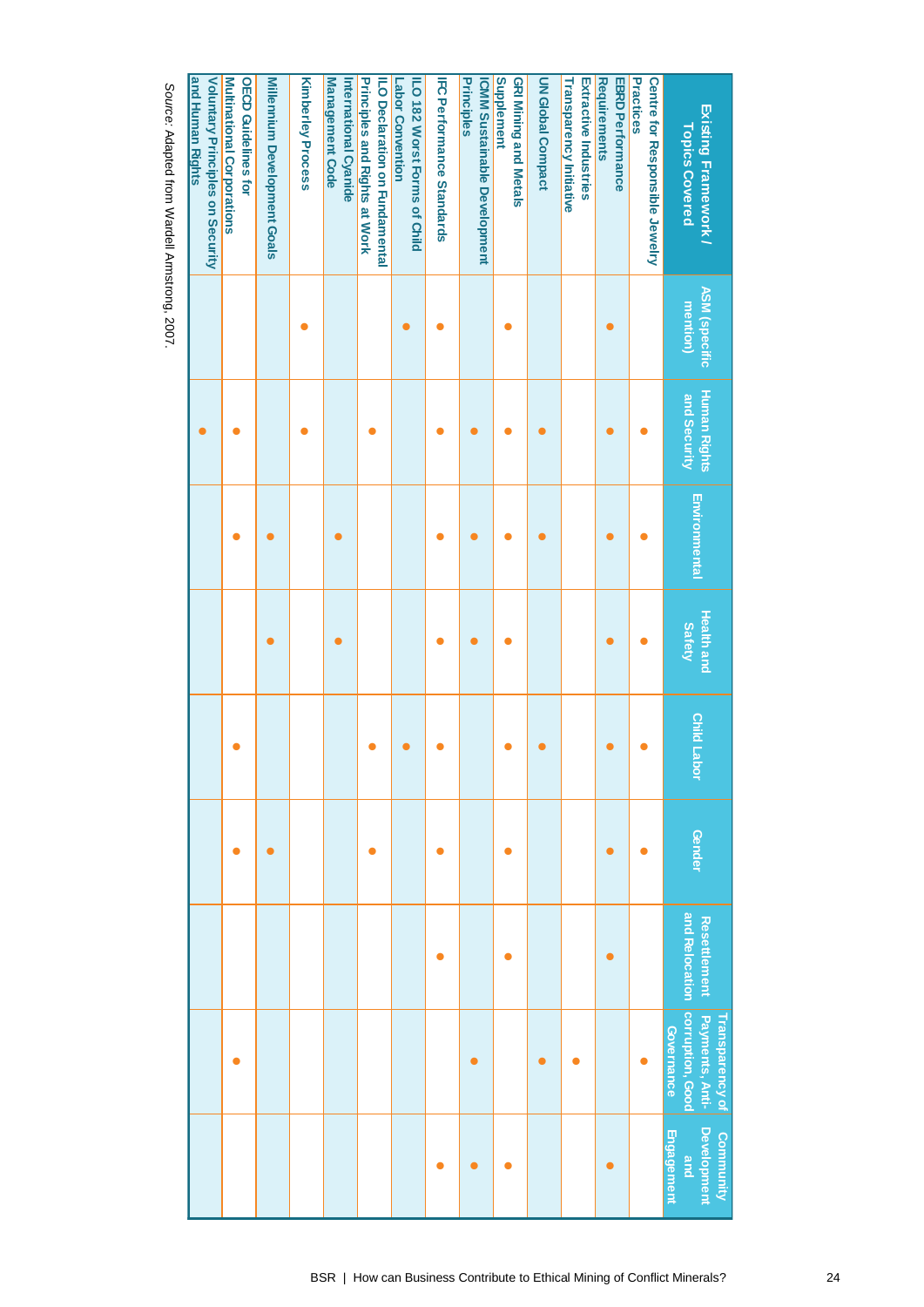| Existing Framework / Topics Covered | ASM (specific mention) | Human Rights and Security | Environmental | Health and Safety | Child Labor | Gender | Resettlement and Relocation | Transparency of Payments, Anti-corruption, Good Governance | Community Development and Engagement |
|---|---|---|---|---|---|---|---|---|---|
| Centre for Responsible Jewelry Practices | | • | • | • | • | • | | • | |
| EBRD Performance Requirements | • | • | • | • | • | • | • | | • |
| Extractive Industries Transparency Initiative | | | | | | | | • | |
| UN Global Compact | | • | • | | • | | | • | |
| GRI Mining and Metals Supplement | • | • | • | • | • | • | • | | • |
| ICMM Sustainable Development Principles | | • | • | • | | | | • | • |
| IFC Performance Standards | • | • | • | • | • | • | • | | • |
| ILO 182 Worst Forms of Child Labor Convention | • | | | | • | | | | |
| ILO Declaration on Fundamental Principles and Rights at Work | | • | | | • | • | | | |
| International Cyanide Management Code | | | • | • | | | | | |
| Kimberley Process | • | • | | | | | | | |
| Millennium Development Goals | | | • | • | | • | | | |
| OECD Guidelines for Multinational Corporations | | • | • | | • | • | | • | |
| Voluntary Principles on Security and Human Rights | | • | | | | | | | |

*Source:* Adapted from Wardell Armstrong, 2007.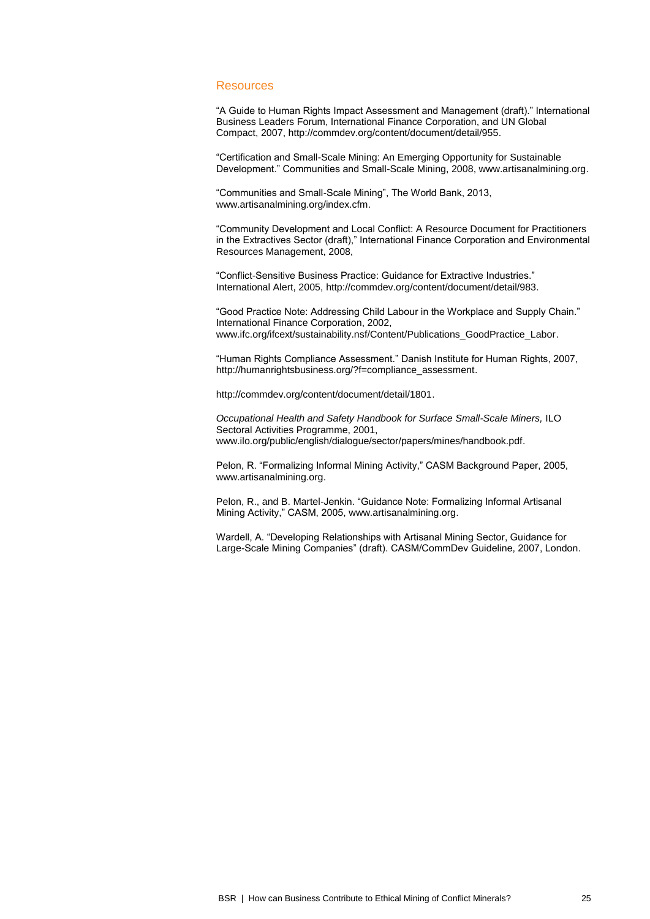## Resources

"A Guide to Human Rights Impact Assessment and Management (draft)." International Business Leaders Forum, International Finance Corporation, and UN Global Compact, 2007, http://commdev.org/content/document/detail/955.

"Certification and Small-Scale Mining: An Emerging Opportunity for Sustainable Development." Communities and Small-Scale Mining, 2008, www.artisanalmining.org.

"Communities and Small-Scale Mining", The World Bank, 2013, www.artisanalmining.org/index.cfm.

"Community Development and Local Conflict: A Resource Document for Practitioners in the Extractives Sector (draft)," International Finance Corporation and Environmental Resources Management, 2008,

"Conflict-Sensitive Business Practice: Guidance for Extractive Industries." International Alert, 2005, http://commdev.org/content/document/detail/983.

"Good Practice Note: Addressing Child Labour in the Workplace and Supply Chain." International Finance Corporation, 2002, www.ifc.org/ifcext/sustainability.nsf/Content/Publications_GoodPractice_Labor.

"Human Rights Compliance Assessment." Danish Institute for Human Rights, 2007, http://humanrightsbusiness.org/?f=compliance_assessment.

http://commdev.org/content/document/detail/1801.

*Occupational Health and Safety Handbook for Surface Small-Scale Miners,* ILO Sectoral Activities Programme, 2001, www.ilo.org/public/english/dialogue/sector/papers/mines/handbook.pdf.

Pelon, R. "Formalizing Informal Mining Activity," CASM Background Paper, 2005, www.artisanalmining.org.

Pelon, R., and B. Martel-Jenkin. "Guidance Note: Formalizing Informal Artisanal Mining Activity," CASM, 2005, www.artisanalmining.org.

Wardell, A. "Developing Relationships with Artisanal Mining Sector, Guidance for Large-Scale Mining Companies" (draft). CASM/CommDev Guideline, 2007, London.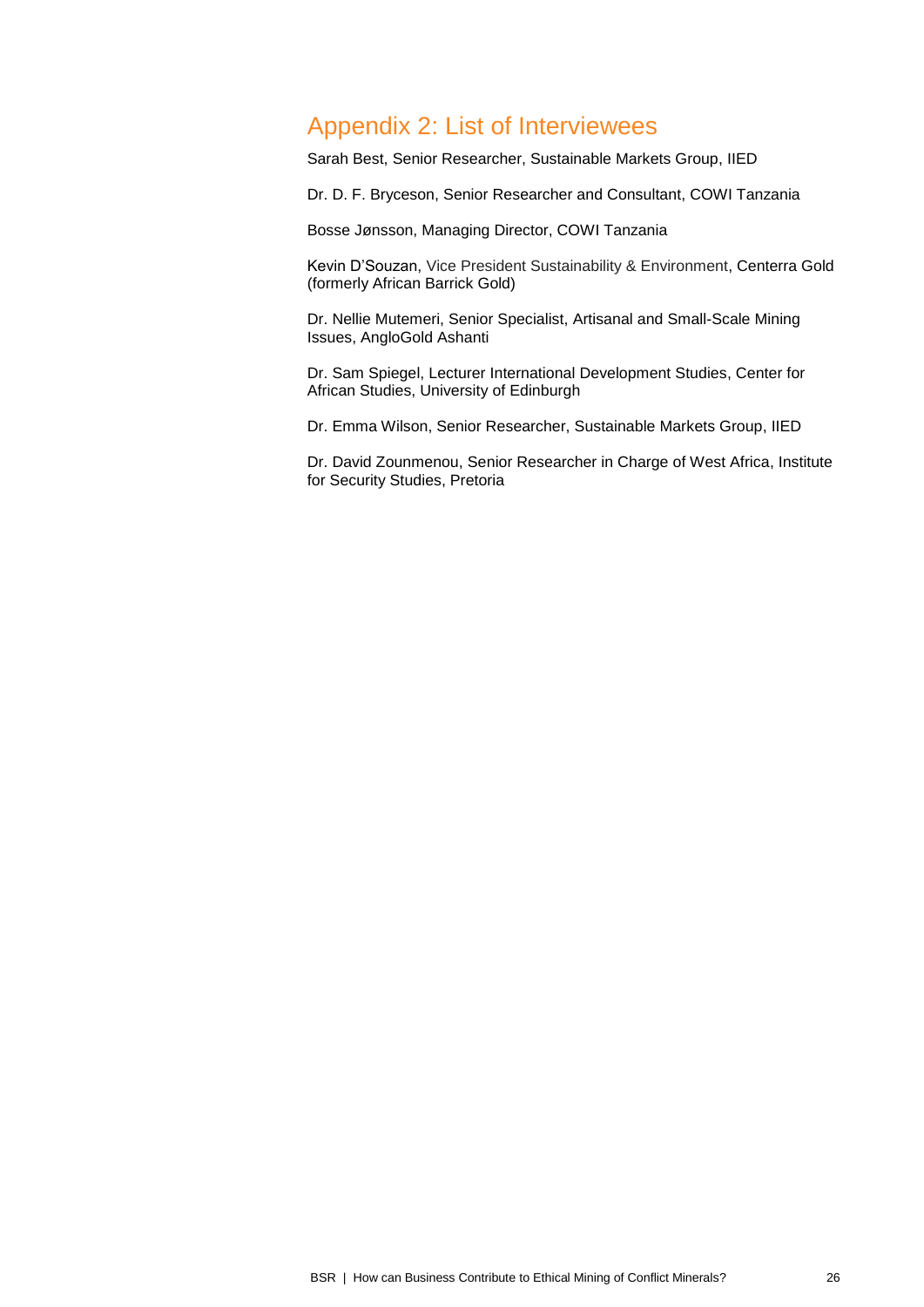## Appendix 2: List of Interviewees

Sarah Best, Senior Researcher, Sustainable Markets Group, IIED

Dr. D. F. Bryceson, Senior Researcher and Consultant, COWI Tanzania

Bosse Jønsson, Managing Director, COWI Tanzania

Kevin D'Souzan, Vice President Sustainability & Environment, Centerra Gold (formerly African Barrick Gold)

Dr. Nellie Mutemeri, Senior Specialist, Artisanal and Small-Scale Mining Issues, AngloGold Ashanti

Dr. Sam Spiegel, Lecturer International Development Studies, Center for African Studies, University of Edinburgh

Dr. Emma Wilson, Senior Researcher, Sustainable Markets Group, IIED

Dr. David Zounmenou, Senior Researcher in Charge of West Africa, Institute for Security Studies, Pretoria